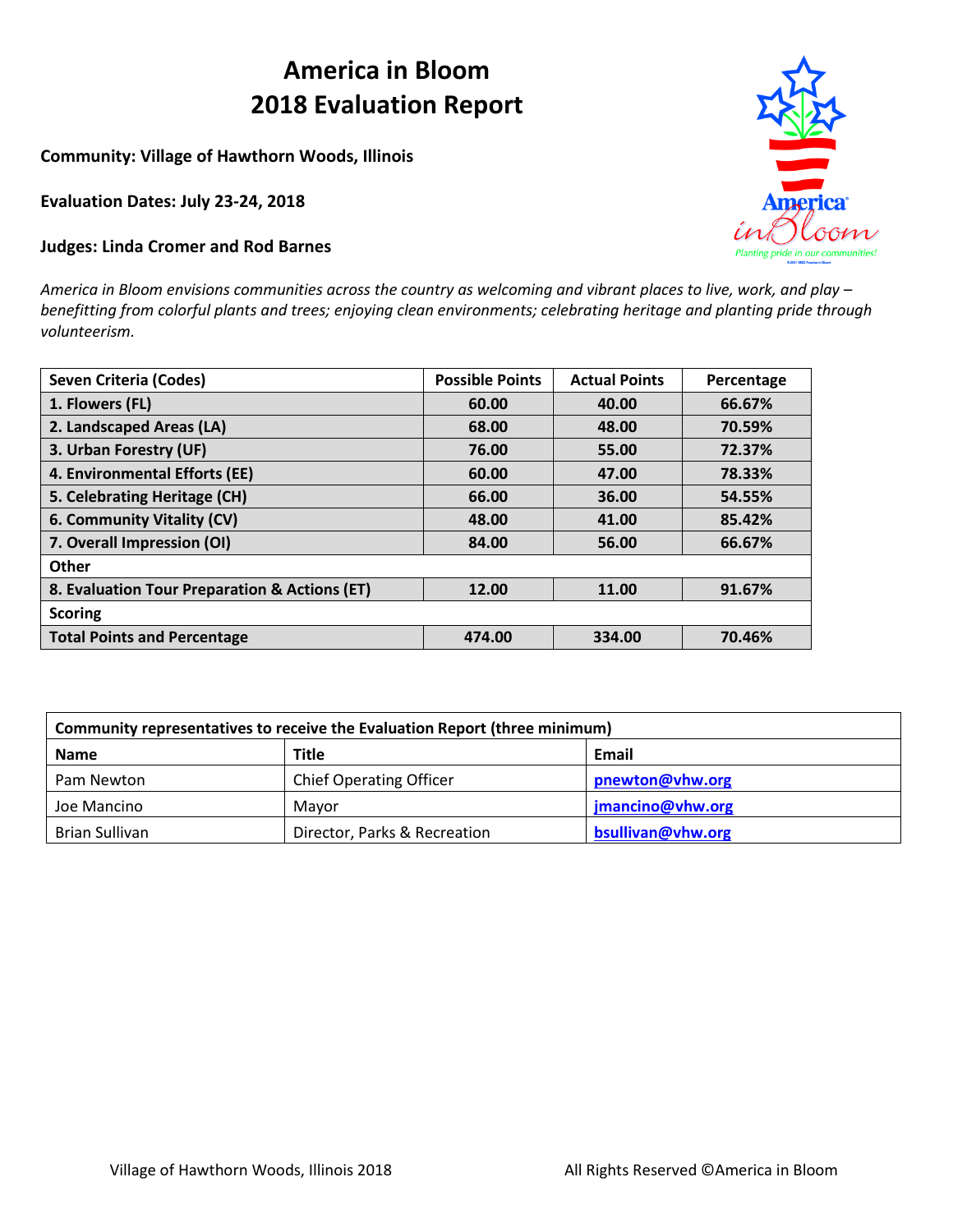# America in Bloom
# 2018 Evaluation Report

**Community: Village of Hawthorn Woods, Illinois**

**Evaluation Dates: July 23-24, 2018**

**Judges: Linda Cromer and Rod Barnes**

*America in Bloom envisions communities across the country as welcoming and vibrant places to live, work, and play – benefitting from colorful plants and trees; enjoying clean environments; celebrating heritage and planting pride through volunteerism.*

| Seven Criteria (Codes) | Possible Points | Actual Points | Percentage |
|---|---|---|---|
| 1. Flowers (FL) | 60.00 | 40.00 | 66.67% |
| 2. Landscaped Areas (LA) | 68.00 | 48.00 | 70.59% |
| 3. Urban Forestry (UF) | 76.00 | 55.00 | 72.37% |
| 4. Environmental Efforts (EE) | 60.00 | 47.00 | 78.33% |
| 5. Celebrating Heritage (CH) | 66.00 | 36.00 | 54.55% |
| 6. Community Vitality (CV) | 48.00 | 41.00 | 85.42% |
| 7. Overall Impression (OI) | 84.00 | 56.00 | 66.67% |
| **Other** | | | |
| 8. Evaluation Tour Preparation & Actions (ET) | 12.00 | 11.00 | 91.67% |
| **Scoring** | | | |
| Total Points and Percentage | 474.00 | 334.00 | 70.46% |

| Community representatives to receive the Evaluation Report (three minimum) | | |
|---|---|---|
| **Name** | **Title** | **Email** |
| Pam Newton | Chief Operating Officer | pnewton@vhw.org |
| Joe Mancino | Mayor | jmancino@vhw.org |
| Brian Sullivan | Director, Parks & Recreation | bsullivan@vhw.org |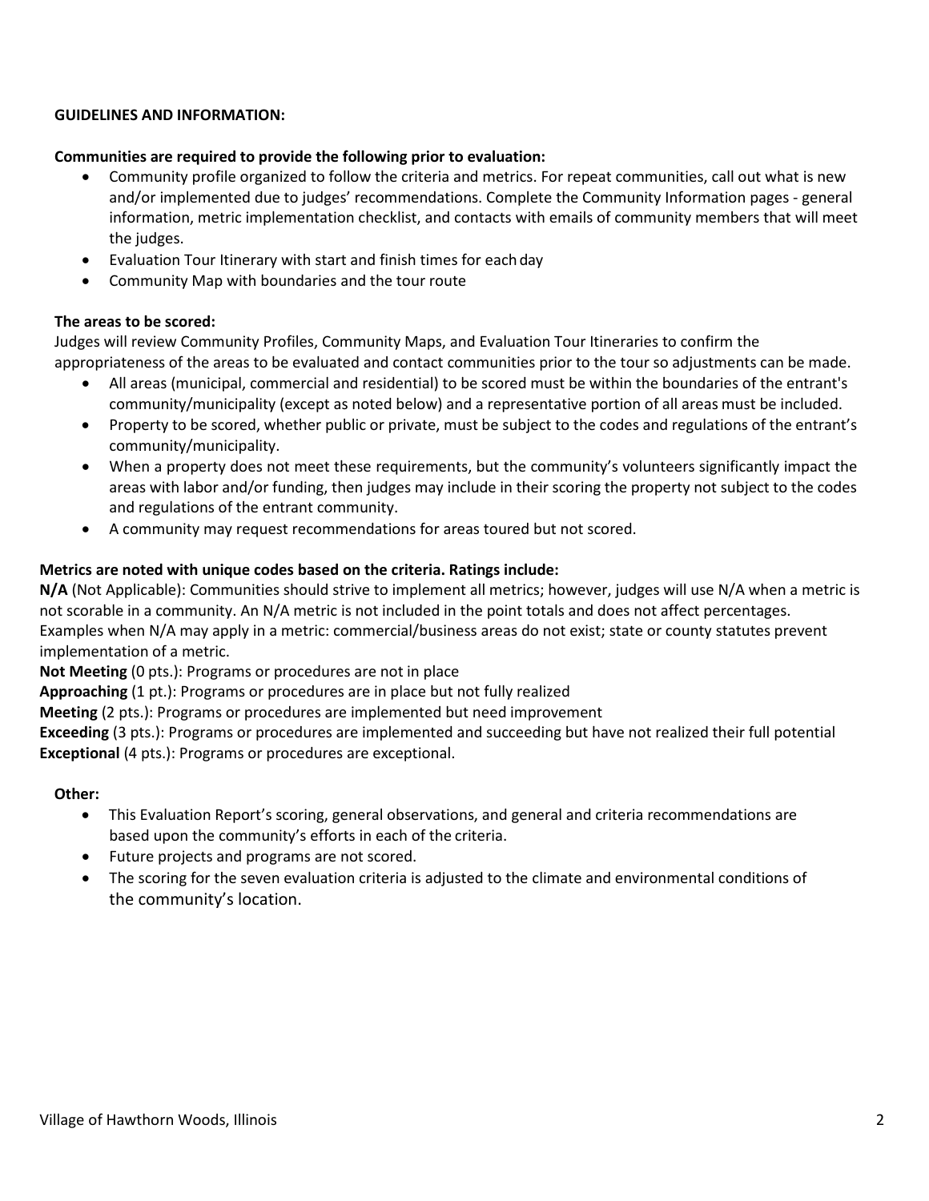**GUIDELINES AND INFORMATION:**

**Communities are required to provide the following prior to evaluation:**

- Community profile organized to follow the criteria and metrics. For repeat communities, call out what is new and/or implemented due to judges' recommendations. Complete the Community Information pages - general information, metric implementation checklist, and contacts with emails of community members that will meet the judges.
- Evaluation Tour Itinerary with start and finish times for each day
- Community Map with boundaries and the tour route

**The areas to be scored:**

Judges will review Community Profiles, Community Maps, and Evaluation Tour Itineraries to confirm the appropriateness of the areas to be evaluated and contact communities prior to the tour so adjustments can be made.

- All areas (municipal, commercial and residential) to be scored must be within the boundaries of the entrant's community/municipality (except as noted below) and a representative portion of all areas must be included.
- Property to be scored, whether public or private, must be subject to the codes and regulations of the entrant's community/municipality.
- When a property does not meet these requirements, but the community's volunteers significantly impact the areas with labor and/or funding, then judges may include in their scoring the property not subject to the codes and regulations of the entrant community.
- A community may request recommendations for areas toured but not scored.

**Metrics are noted with unique codes based on the criteria. Ratings include:**

**N/A** (Not Applicable): Communities should strive to implement all metrics; however, judges will use N/A when a metric is not scorable in a community. An N/A metric is not included in the point totals and does not affect percentages. Examples when N/A may apply in a metric: commercial/business areas do not exist; state or county statutes prevent implementation of a metric.

**Not Meeting** (0 pts.): Programs or procedures are not in place

**Approaching** (1 pt.): Programs or procedures are in place but not fully realized

**Meeting** (2 pts.): Programs or procedures are implemented but need improvement

**Exceeding** (3 pts.): Programs or procedures are implemented and succeeding but have not realized their full potential

**Exceptional** (4 pts.): Programs or procedures are exceptional.

**Other:**

- This Evaluation Report's scoring, general observations, and general and criteria recommendations are based upon the community's efforts in each of the criteria.
- Future projects and programs are not scored.
- The scoring for the seven evaluation criteria is adjusted to the climate and environmental conditions of the community's location.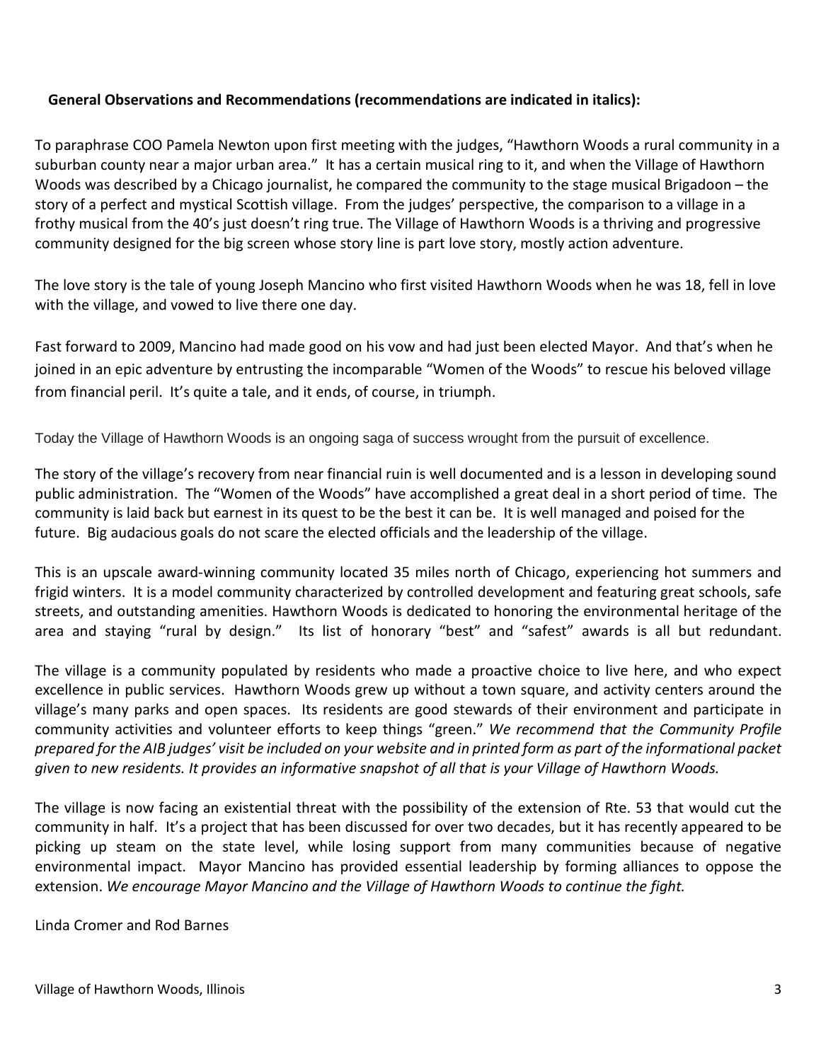**General Observations and Recommendations (recommendations are indicated in italics):**

To paraphrase COO Pamela Newton upon first meeting with the judges, "Hawthorn Woods a rural community in a suburban county near a major urban area." It has a certain musical ring to it, and when the Village of Hawthorn Woods was described by a Chicago journalist, he compared the community to the stage musical Brigadoon – the story of a perfect and mystical Scottish village. From the judges' perspective, the comparison to a village in a frothy musical from the 40's just doesn't ring true. The Village of Hawthorn Woods is a thriving and progressive community designed for the big screen whose story line is part love story, mostly action adventure.

The love story is the tale of young Joseph Mancino who first visited Hawthorn Woods when he was 18, fell in love with the village, and vowed to live there one day.

Fast forward to 2009, Mancino had made good on his vow and had just been elected Mayor. And that's when he joined in an epic adventure by entrusting the incomparable "Women of the Woods" to rescue his beloved village from financial peril. It's quite a tale, and it ends, of course, in triumph.

Today the Village of Hawthorn Woods is an ongoing saga of success wrought from the pursuit of excellence.

The story of the village's recovery from near financial ruin is well documented and is a lesson in developing sound public administration. The "Women of the Woods" have accomplished a great deal in a short period of time. The community is laid back but earnest in its quest to be the best it can be. It is well managed and poised for the future. Big audacious goals do not scare the elected officials and the leadership of the village.

This is an upscale award-winning community located 35 miles north of Chicago, experiencing hot summers and frigid winters. It is a model community characterized by controlled development and featuring great schools, safe streets, and outstanding amenities. Hawthorn Woods is dedicated to honoring the environmental heritage of the area and staying "rural by design." Its list of honorary "best" and "safest" awards is all but redundant.

The village is a community populated by residents who made a proactive choice to live here, and who expect excellence in public services. Hawthorn Woods grew up without a town square, and activity centers around the village's many parks and open spaces. Its residents are good stewards of their environment and participate in community activities and volunteer efforts to keep things "green." *We recommend that the Community Profile prepared for the AIB judges' visit be included on your website and in printed form as part of the informational packet given to new residents. It provides an informative snapshot of all that is your Village of Hawthorn Woods.*

The village is now facing an existential threat with the possibility of the extension of Rte. 53 that would cut the community in half. It's a project that has been discussed for over two decades, but it has recently appeared to be picking up steam on the state level, while losing support from many communities because of negative environmental impact. Mayor Mancino has provided essential leadership by forming alliances to oppose the extension. *We encourage Mayor Mancino and the Village of Hawthorn Woods to continue the fight.*

Linda Cromer and Rod Barnes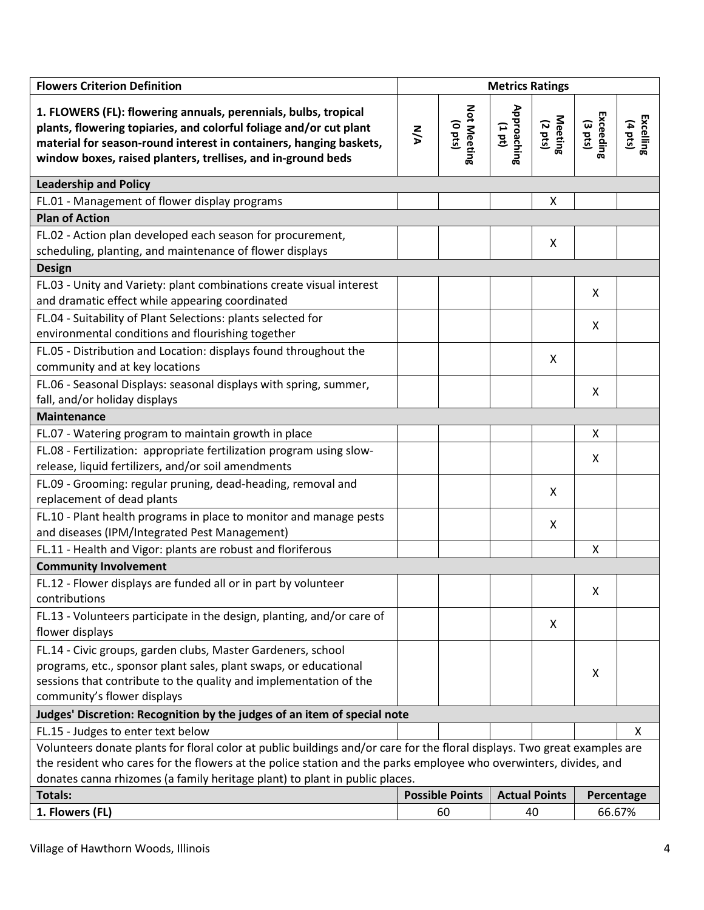| Flowers Criterion Definition | Metrics Ratings | | | | | |
|---|---|---|---|---|---|---|
| **1. FLOWERS (FL): flowering annuals, perennials, bulbs, tropical plants, flowering topiaries, and colorful foliage and/or cut plant material for season-round interest in containers, hanging baskets, window boxes, raised planters, trellises, and in-ground beds** | N/A | Not Meeting (0 pts) | Approaching (1 pt) | Meeting (2 pts) | Exceeding (3 pts) | Excelling (4 pts) |
| **Leadership and Policy** | | | | | | |
| FL.01 - Management of flower display programs | | | | X | | |
| **Plan of Action** | | | | | | |
| FL.02 - Action plan developed each season for procurement, scheduling, planting, and maintenance of flower displays | | | | X | | |
| **Design** | | | | | | |
| FL.03 - Unity and Variety: plant combinations create visual interest and dramatic effect while appearing coordinated | | | | | X | |
| FL.04 - Suitability of Plant Selections: plants selected for environmental conditions and flourishing together | | | | | X | |
| FL.05 - Distribution and Location: displays found throughout the community and at key locations | | | | X | | |
| FL.06 - Seasonal Displays: seasonal displays with spring, summer, fall, and/or holiday displays | | | | | X | |
| **Maintenance** | | | | | | |
| FL.07 - Watering program to maintain growth in place | | | | | X | |
| FL.08 - Fertilization: appropriate fertilization program using slow-release, liquid fertilizers, and/or soil amendments | | | | | X | |
| FL.09 - Grooming: regular pruning, dead-heading, removal and replacement of dead plants | | | | X | | |
| FL.10 - Plant health programs in place to monitor and manage pests and diseases (IPM/Integrated Pest Management) | | | | X | | |
| FL.11 - Health and Vigor: plants are robust and floriferous | | | | | X | |
| **Community Involvement** | | | | | | |
| FL.12 - Flower displays are funded all or in part by volunteer contributions | | | | | X | |
| FL.13 - Volunteers participate in the design, planting, and/or care of flower displays | | | | X | | |
| FL.14 - Civic groups, garden clubs, Master Gardeners, school programs, etc., sponsor plant sales, plant swaps, or educational sessions that contribute to the quality and implementation of the community's flower displays | | | | | X | |
| **Judges' Discretion: Recognition by the judges of an item of special note** | | | | | | |
| FL.15 - Judges to enter text below | | | | | | X |
| Volunteers donate plants for floral color at public buildings and/or care for the floral displays. Two great examples are the resident who cares for the flowers at the police station and the parks employee who overwinters, divides, and donates canna rhizomes (a family heritage plant) to plant in public places. | | | | | | |
| **Totals:** | **Possible Points** | | **Actual Points** | | **Percentage** | |
| **1. Flowers (FL)** | 60 | | 40 | | 66.67% | |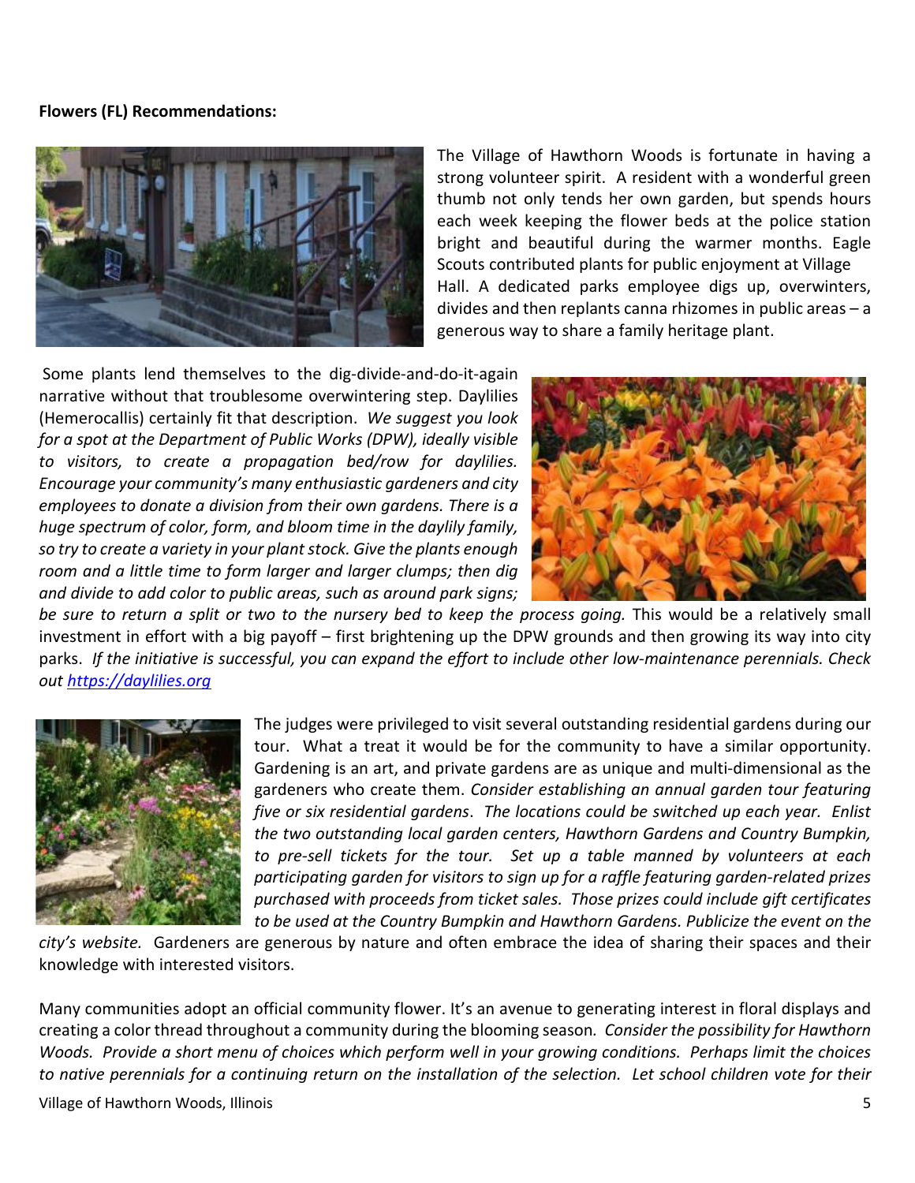**Flowers (FL) Recommendations:**

The Village of Hawthorn Woods is fortunate in having a strong volunteer spirit. A resident with a wonderful green thumb not only tends her own garden, but spends hours each week keeping the flower beds at the police station bright and beautiful during the warmer months. Eagle Scouts contributed plants for public enjoyment at Village Hall. A dedicated parks employee digs up, overwinters, divides and then replants canna rhizomes in public areas – a generous way to share a family heritage plant.

Some plants lend themselves to the dig-divide-and-do-it-again narrative without that troublesome overwintering step. Daylilies (Hemerocallis) certainly fit that description. *We suggest you look for a spot at the Department of Public Works (DPW), ideally visible to visitors, to create a propagation bed/row for daylilies. Encourage your community's many enthusiastic gardeners and city employees to donate a division from their own gardens. There is a huge spectrum of color, form, and bloom time in the daylily family, so try to create a variety in your plant stock. Give the plants enough room and a little time to form larger and larger clumps; then dig and divide to add color to public areas, such as around park signs; be sure to return a split or two to the nursery bed to keep the process going.* This would be a relatively small investment in effort with a big payoff – first brightening up the DPW grounds and then growing its way into city parks. *If the initiative is successful, you can expand the effort to include other low-maintenance perennials. Check out [https://daylilies.org](https://daylilies.org)*

The judges were privileged to visit several outstanding residential gardens during our tour. What a treat it would be for the community to have a similar opportunity. Gardening is an art, and private gardens are as unique and multi-dimensional as the gardeners who create them. *Consider establishing an annual garden tour featuring five or six residential gardens. The locations could be switched up each year. Enlist the two outstanding local garden centers, Hawthorn Gardens and Country Bumpkin, to pre-sell tickets for the tour. Set up a table manned by volunteers at each participating garden for visitors to sign up for a raffle featuring garden-related prizes purchased with proceeds from ticket sales. Those prizes could include gift certificates to be used at the Country Bumpkin and Hawthorn Gardens. Publicize the event on the city's website.* Gardeners are generous by nature and often embrace the idea of sharing their spaces and their knowledge with interested visitors.

Many communities adopt an official community flower. It's an avenue to generating interest in floral displays and creating a color thread throughout a community during the blooming season. *Consider the possibility for Hawthorn Woods. Provide a short menu of choices which perform well in your growing conditions. Perhaps limit the choices to native perennials for a continuing return on the installation of the selection. Let school children vote for their*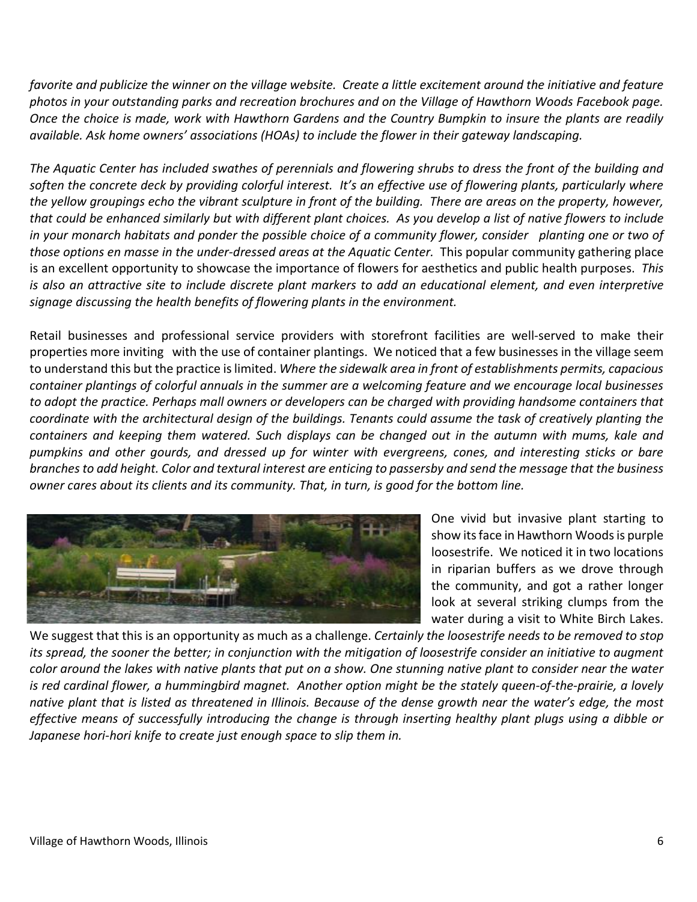*favorite and publicize the winner on the village website. Create a little excitement around the initiative and feature photos in your outstanding parks and recreation brochures and on the Village of Hawthorn Woods Facebook page. Once the choice is made, work with Hawthorn Gardens and the Country Bumpkin to insure the plants are readily available. Ask home owners' associations (HOAs) to include the flower in their gateway landscaping.*

*The Aquatic Center has included swathes of perennials and flowering shrubs to dress the front of the building and soften the concrete deck by providing colorful interest. It's an effective use of flowering plants, particularly where the yellow groupings echo the vibrant sculpture in front of the building. There are areas on the property, however, that could be enhanced similarly but with different plant choices. As you develop a list of native flowers to include in your monarch habitats and ponder the possible choice of a community flower, consider planting one or two of those options en masse in the under-dressed areas at the Aquatic Center.* This popular community gathering place is an excellent opportunity to showcase the importance of flowers for aesthetics and public health purposes. *This is also an attractive site to include discrete plant markers to add an educational element, and even interpretive signage discussing the health benefits of flowering plants in the environment.*

Retail businesses and professional service providers with storefront facilities are well-served to make their properties more inviting with the use of container plantings. We noticed that a few businesses in the village seem to understand this but the practice is limited. *Where the sidewalk area in front of establishments permits, capacious container plantings of colorful annuals in the summer are a welcoming feature and we encourage local businesses to adopt the practice. Perhaps mall owners or developers can be charged with providing handsome containers that coordinate with the architectural design of the buildings. Tenants could assume the task of creatively planting the containers and keeping them watered. Such displays can be changed out in the autumn with mums, kale and pumpkins and other gourds, and dressed up for winter with evergreens, cones, and interesting sticks or bare branches to add height. Color and textural interest are enticing to passersby and send the message that the business owner cares about its clients and its community. That, in turn, is good for the bottom line.*

One vivid but invasive plant starting to show its face in Hawthorn Woods is purple loosestrife. We noticed it in two locations in riparian buffers as we drove through the community, and got a rather longer look at several striking clumps from the water during a visit to White Birch Lakes. We suggest that this is an opportunity as much as a challenge. *Certainly the loosestrife needs to be removed to stop its spread, the sooner the better; in conjunction with the mitigation of loosestrife consider an initiative to augment color around the lakes with native plants that put on a show. One stunning native plant to consider near the water is red cardinal flower, a hummingbird magnet. Another option might be the stately queen-of-the-prairie, a lovely native plant that is listed as threatened in Illinois. Because of the dense growth near the water's edge, the most effective means of successfully introducing the change is through inserting healthy plant plugs using a dibble or Japanese hori-hori knife to create just enough space to slip them in.*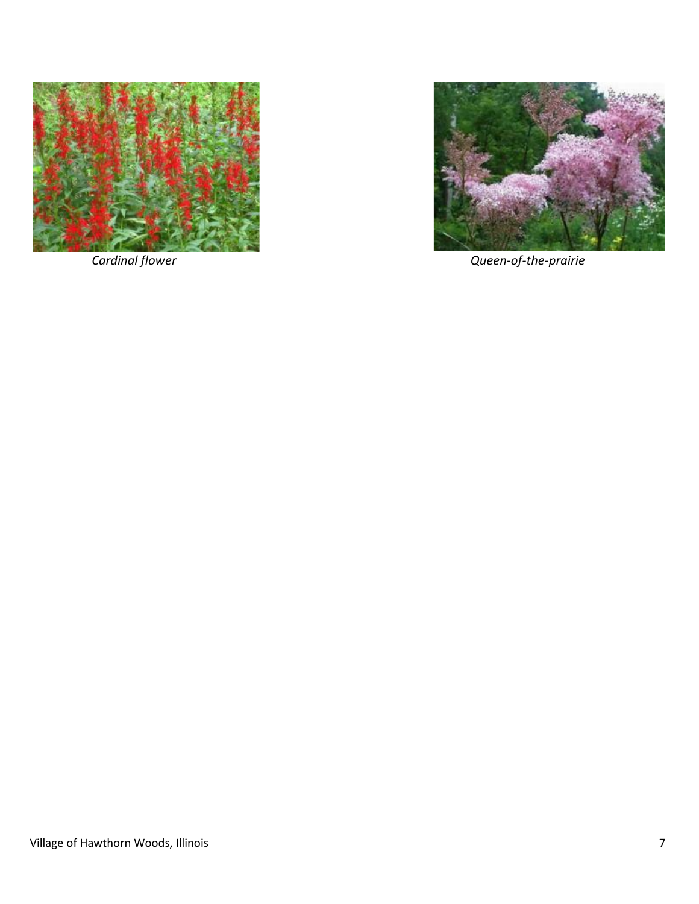*Cardinal flower*

*Queen-of-the-prairie*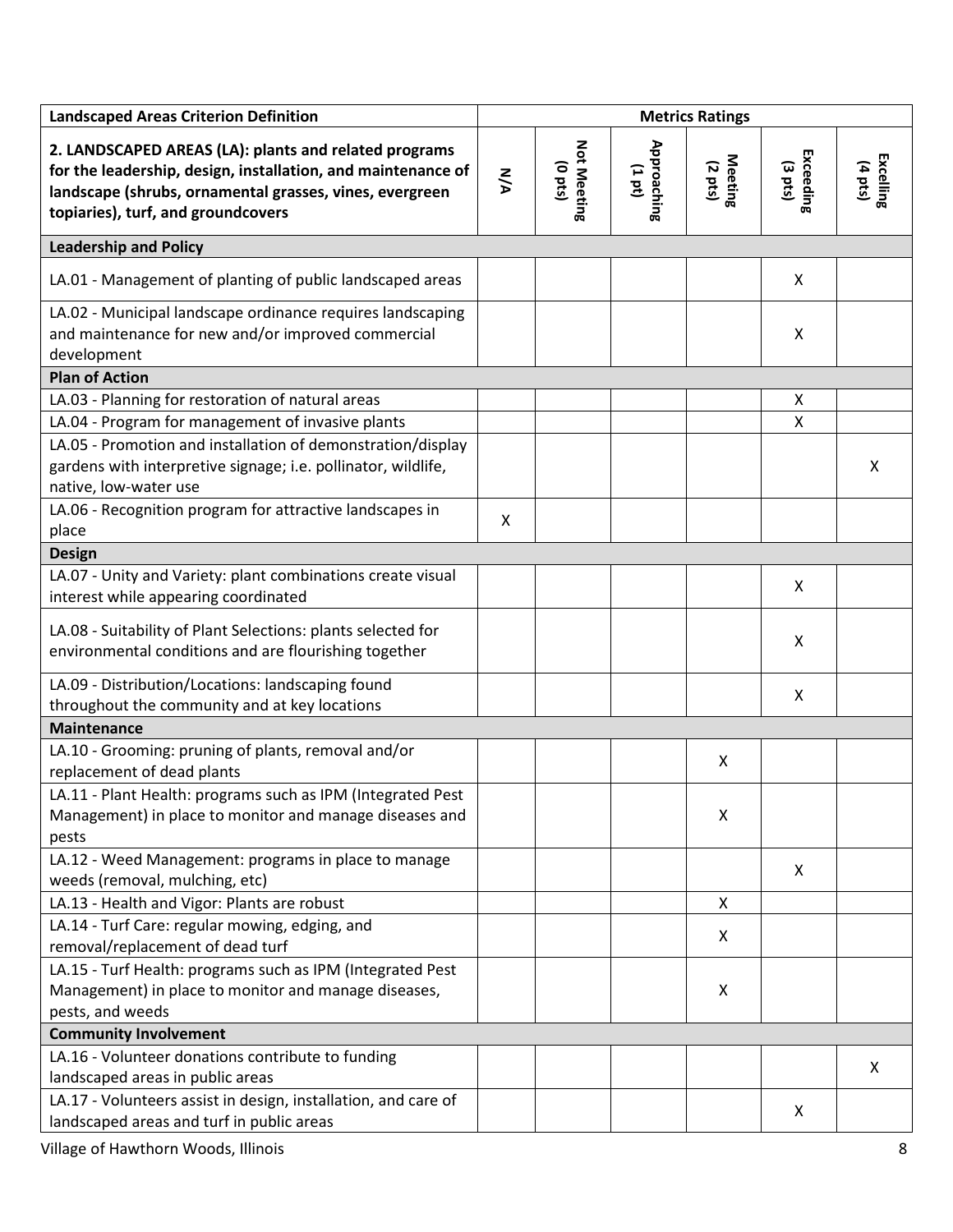| Landscaped Areas Criterion Definition | Metrics Ratings | | | | | |
|---|---|---|---|---|---|---|
| **2. LANDSCAPED AREAS (LA): plants and related programs for the leadership, design, installation, and maintenance of landscape (shrubs, ornamental grasses, vines, evergreen topiaries), turf, and groundcovers** | N/A | Not Meeting (0 pts) | Approaching (1 pt) | Meeting (2 pts) | Exceeding (3 pts) | Excelling (4 pts) |
| **Leadership and Policy** | | | | | | |
| LA.01 - Management of planting of public landscaped areas | | | | | X | |
| LA.02 - Municipal landscape ordinance requires landscaping and maintenance for new and/or improved commercial development | | | | | X | |
| **Plan of Action** | | | | | | |
| LA.03 - Planning for restoration of natural areas | | | | | X | |
| LA.04 - Program for management of invasive plants | | | | | X | |
| LA.05 - Promotion and installation of demonstration/display gardens with interpretive signage; i.e. pollinator, wildlife, native, low-water use | | | | | | X |
| LA.06 - Recognition program for attractive landscapes in place | X | | | | | |
| **Design** | | | | | | |
| LA.07 - Unity and Variety: plant combinations create visual interest while appearing coordinated | | | | | X | |
| LA.08 - Suitability of Plant Selections: plants selected for environmental conditions and are flourishing together | | | | | X | |
| LA.09 - Distribution/Locations: landscaping found throughout the community and at key locations | | | | | X | |
| **Maintenance** | | | | | | |
| LA.10 - Grooming: pruning of plants, removal and/or replacement of dead plants | | | | X | | |
| LA.11 - Plant Health: programs such as IPM (Integrated Pest Management) in place to monitor and manage diseases and pests | | | | X | | |
| LA.12 - Weed Management: programs in place to manage weeds (removal, mulching, etc) | | | | | X | |
| LA.13 - Health and Vigor: Plants are robust | | | | X | | |
| LA.14 - Turf Care: regular mowing, edging, and removal/replacement of dead turf | | | | X | | |
| LA.15 - Turf Health: programs such as IPM (Integrated Pest Management) in place to monitor and manage diseases, pests, and weeds | | | | X | | |
| **Community Involvement** | | | | | | |
| LA.16 - Volunteer donations contribute to funding landscaped areas in public areas | | | | | | X |
| LA.17 - Volunteers assist in design, installation, and care of landscaped areas and turf in public areas | | | | | X | |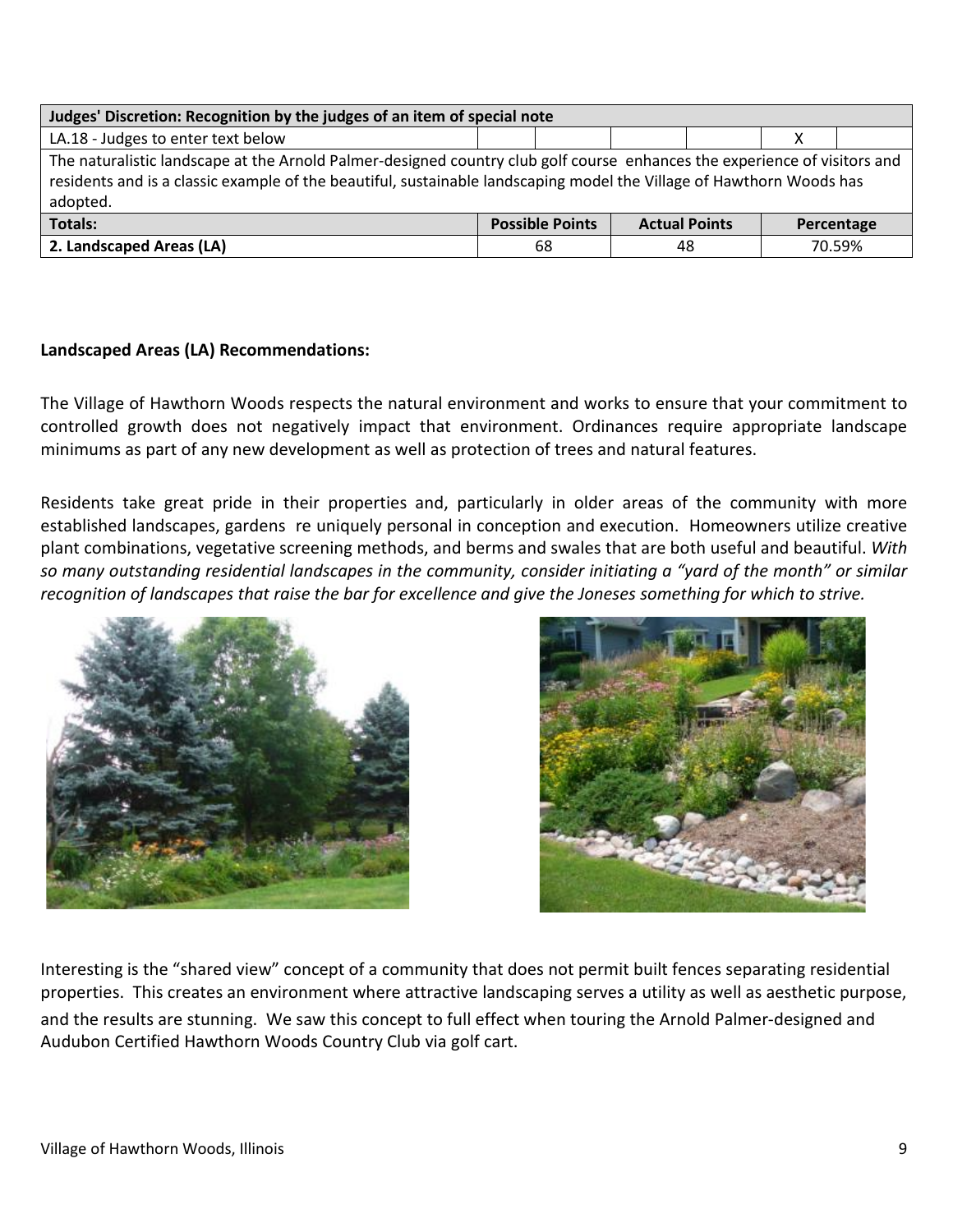| Judges' Discretion: Recognition by the judges of an item of special note | | | | | | |
|---|---|---|---|---|---|---|
| LA.18 - Judges to enter text below | | | | | X | |
| The naturalistic landscape at the Arnold Palmer-designed country club golf course enhances the experience of visitors and residents and is a classic example of the beautiful, sustainable landscaping model the Village of Hawthorn Woods has adopted. | | | | | | |
| **Totals:** | **Possible Points** | | **Actual Points** | | **Percentage** | |
| **2. Landscaped Areas (LA)** | 68 | | 48 | | 70.59% | |

**Landscaped Areas (LA) Recommendations:**

The Village of Hawthorn Woods respects the natural environment and works to ensure that your commitment to controlled growth does not negatively impact that environment. Ordinances require appropriate landscape minimums as part of any new development as well as protection of trees and natural features.

Residents take great pride in their properties and, particularly in older areas of the community with more established landscapes, gardens re uniquely personal in conception and execution. Homeowners utilize creative plant combinations, vegetative screening methods, and berms and swales that are both useful and beautiful. *With so many outstanding residential landscapes in the community, consider initiating a "yard of the month" or similar recognition of landscapes that raise the bar for excellence and give the Joneses something for which to strive.*

Interesting is the "shared view" concept of a community that does not permit built fences separating residential properties. This creates an environment where attractive landscaping serves a utility as well as aesthetic purpose, and the results are stunning. We saw this concept to full effect when touring the Arnold Palmer-designed and Audubon Certified Hawthorn Woods Country Club via golf cart.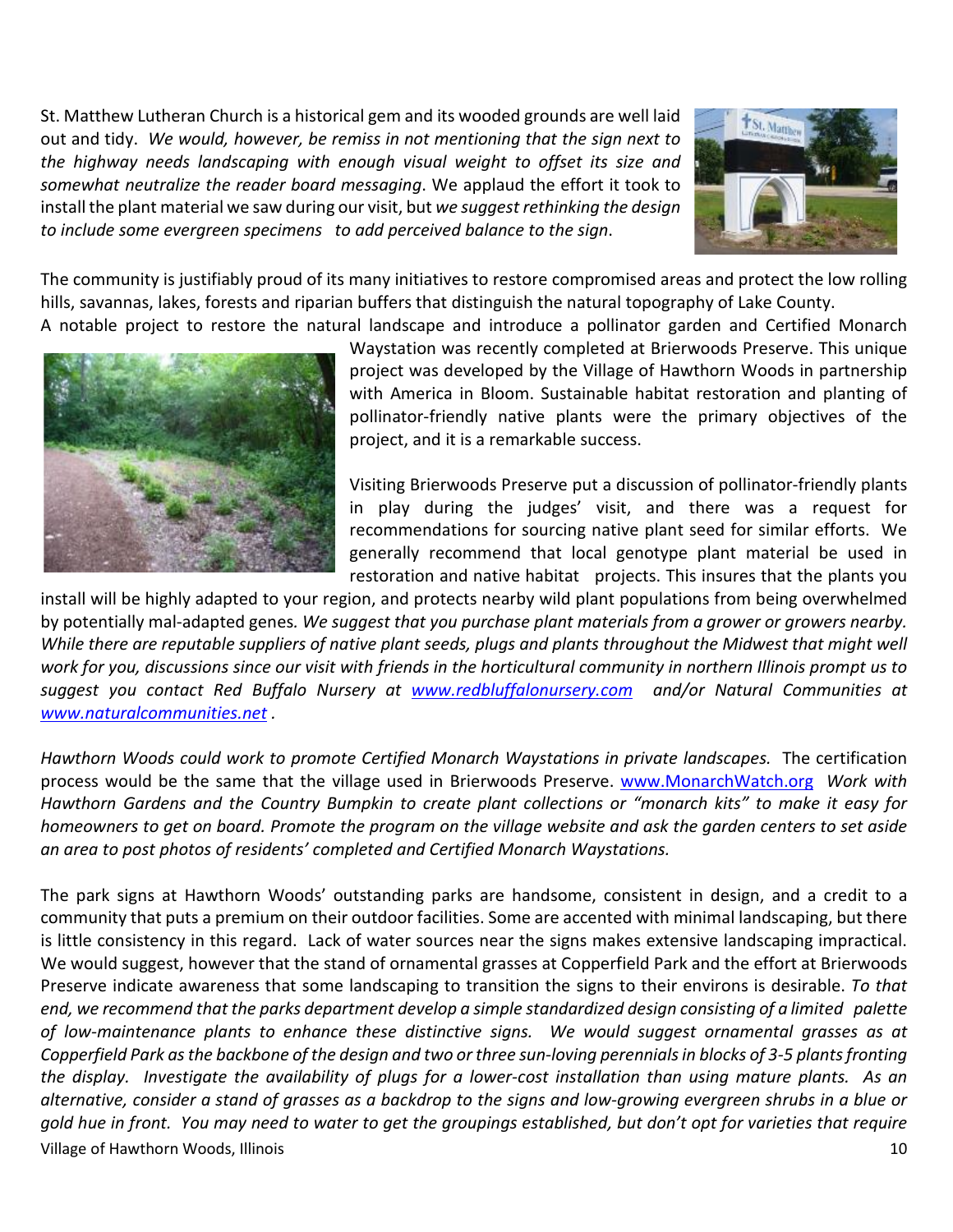St. Matthew Lutheran Church is a historical gem and its wooded grounds are well laid out and tidy. *We would, however, be remiss in not mentioning that the sign next to the highway needs landscaping with enough visual weight to offset its size and somewhat neutralize the reader board messaging*. We applaud the effort it took to install the plant material we saw during our visit, but *we suggest rethinking the design to include some evergreen specimens to add perceived balance to the sign*.

The community is justifiably proud of its many initiatives to restore compromised areas and protect the low rolling hills, savannas, lakes, forests and riparian buffers that distinguish the natural topography of Lake County.

A notable project to restore the natural landscape and introduce a pollinator garden and Certified Monarch Waystation was recently completed at Brierwoods Preserve. This unique project was developed by the Village of Hawthorn Woods in partnership with America in Bloom. Sustainable habitat restoration and planting of pollinator-friendly native plants were the primary objectives of the project, and it is a remarkable success.

Visiting Brierwoods Preserve put a discussion of pollinator-friendly plants in play during the judges' visit, and there was a request for recommendations for sourcing native plant seed for similar efforts. We generally recommend that local genotype plant material be used in restoration and native habitat projects. This insures that the plants you install will be highly adapted to your region, and protects nearby wild plant populations from being overwhelmed by potentially mal-adapted genes. *We suggest that you purchase plant materials from a grower or growers nearby. While there are reputable suppliers of native plant seeds, plugs and plants throughout the Midwest that might well work for you, discussions since our visit with friends in the horticultural community in northern Illinois prompt us to suggest you contact Red Buffalo Nursery at [www.redbluffalonursery.com](www.redbluffalonursery.com) and/or Natural Communities at [www.naturalcommunities.net](www.naturalcommunities.net) .*

*Hawthorn Woods could work to promote Certified Monarch Waystations in private landscapes.* The certification process would be the same that the village used in Brierwoods Preserve. [www.MonarchWatch.org](www.MonarchWatch.org) *Work with Hawthorn Gardens and the Country Bumpkin to create plant collections or "monarch kits" to make it easy for homeowners to get on board. Promote the program on the village website and ask the garden centers to set aside an area to post photos of residents' completed and Certified Monarch Waystations.*

The park signs at Hawthorn Woods' outstanding parks are handsome, consistent in design, and a credit to a community that puts a premium on their outdoor facilities. Some are accented with minimal landscaping, but there is little consistency in this regard. Lack of water sources near the signs makes extensive landscaping impractical. We would suggest, however that the stand of ornamental grasses at Copperfield Park and the effort at Brierwoods Preserve indicate awareness that some landscaping to transition the signs to their environs is desirable. *To that end, we recommend that the parks department develop a simple standardized design consisting of a limited palette of low-maintenance plants to enhance these distinctive signs. We would suggest ornamental grasses as at Copperfield Park as the backbone of the design and two or three sun-loving perennials in blocks of 3-5 plants fronting the display. Investigate the availability of plugs for a lower-cost installation than using mature plants. As an alternative, consider a stand of grasses as a backdrop to the signs and low-growing evergreen shrubs in a blue or gold hue in front. You may need to water to get the groupings established, but don't opt for varieties that require*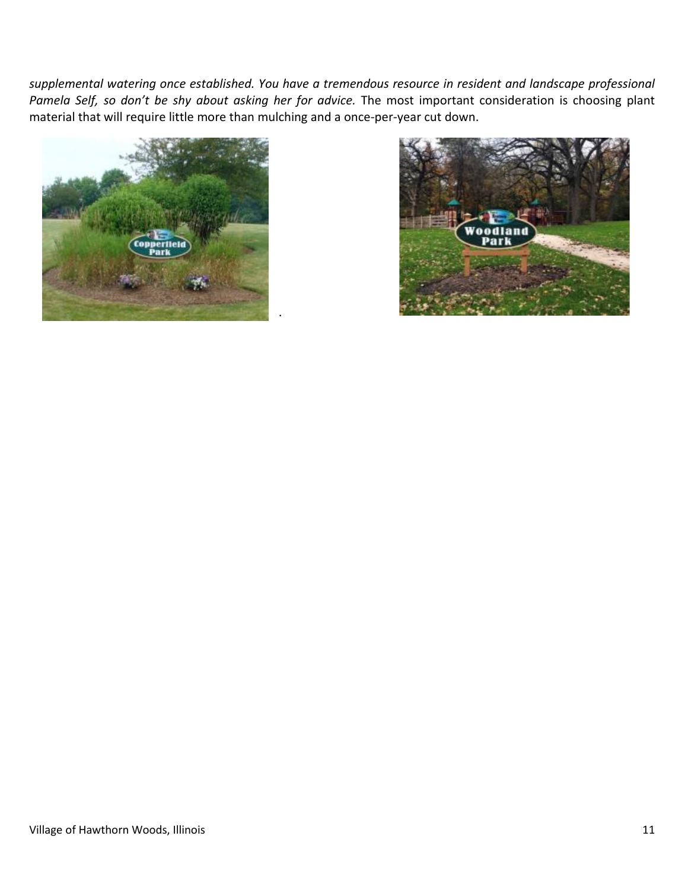*supplemental watering once established. You have a tremendous resource in resident and landscape professional Pamela Self, so don't be shy about asking her for advice.* The most important consideration is choosing plant material that will require little more than mulching and a once-per-year cut down.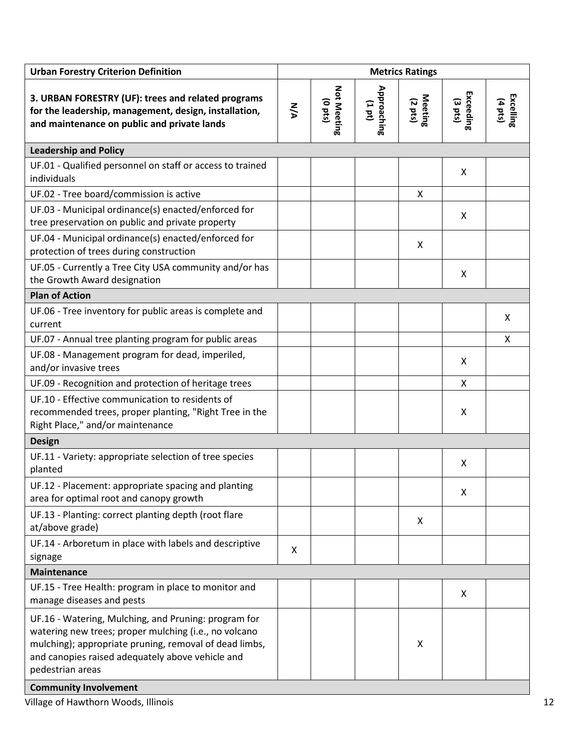| Urban Forestry Criterion Definition | Metrics Ratings | | | | | |
|---|---|---|---|---|---|---|
| **3. URBAN FORESTRY (UF): trees and related programs for the leadership, management, design, installation, and maintenance on public and private lands** | **N/A** | **Not Meeting (0 pts)** | **Approaching (1 pt)** | **Meeting (2 pts)** | **Exceeding (3 pts)** | **Excelling (4 pts)** |
| **Leadership and Policy** | | | | | | |
| UF.01 - Qualified personnel on staff or access to trained individuals | | | | | X | |
| UF.02 - Tree board/commission is active | | | | X | | |
| UF.03 - Municipal ordinance(s) enacted/enforced for tree preservation on public and private property | | | | | X | |
| UF.04 - Municipal ordinance(s) enacted/enforced for protection of trees during construction | | | | X | | |
| UF.05 - Currently a Tree City USA community and/or has the Growth Award designation | | | | | X | |
| **Plan of Action** | | | | | | |
| UF.06 - Tree inventory for public areas is complete and current | | | | | | X |
| UF.07 - Annual tree planting program for public areas | | | | | | X |
| UF.08 - Management program for dead, imperiled, and/or invasive trees | | | | | X | |
| UF.09 - Recognition and protection of heritage trees | | | | | X | |
| UF.10 - Effective communication to residents of recommended trees, proper planting, "Right Tree in the Right Place," and/or maintenance | | | | | X | |
| **Design** | | | | | | |
| UF.11 - Variety: appropriate selection of tree species planted | | | | | X | |
| UF.12 - Placement: appropriate spacing and planting area for optimal root and canopy growth | | | | | X | |
| UF.13 - Planting: correct planting depth (root flare at/above grade) | | | | X | | |
| UF.14 - Arboretum in place with labels and descriptive signage | X | | | | | |
| **Maintenance** | | | | | | |
| UF.15 - Tree Health: program in place to monitor and manage diseases and pests | | | | | X | |
| UF.16 - Watering, Mulching, and Pruning: program for watering new trees; proper mulching (i.e., no volcano mulching); appropriate pruning, removal of dead limbs, and canopies raised adequately above vehicle and pedestrian areas | | | | X | | |
| **Community Involvement** | | | | | | |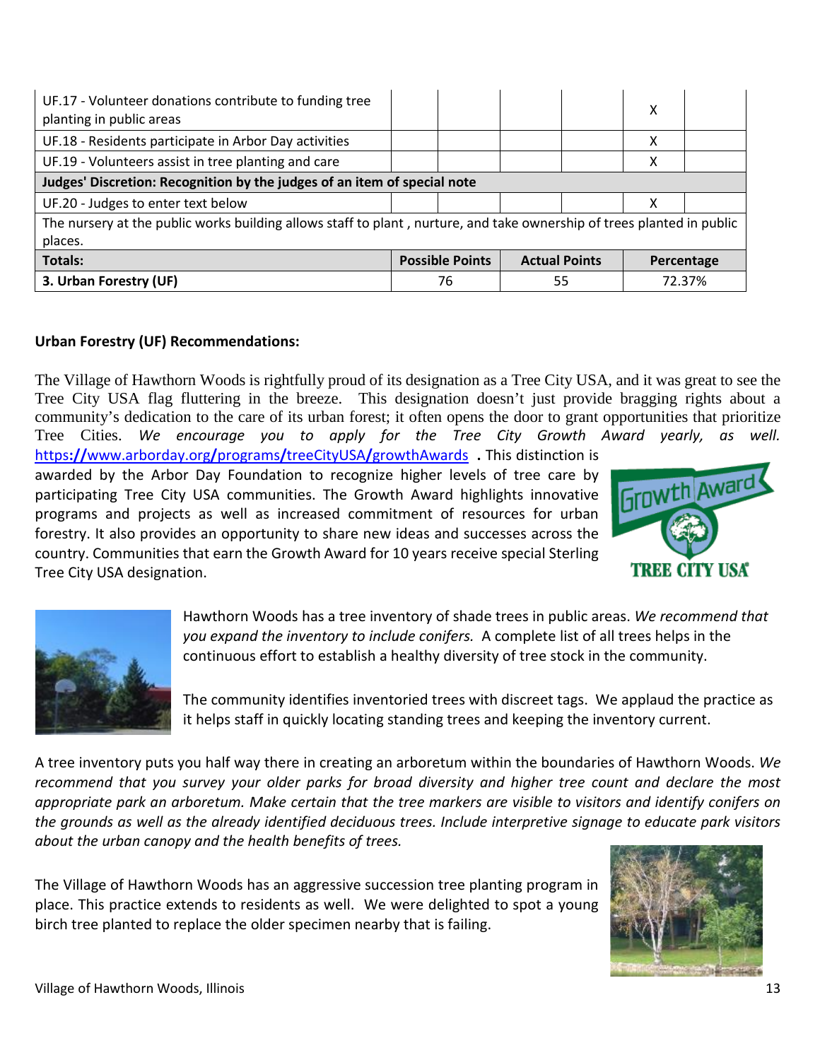| | | | | | | |
|---|---|---|---|---|---|---|
| UF.17 - Volunteer donations contribute to funding tree planting in public areas | | | | | X | |
| UF.18 - Residents participate in Arbor Day activities | | | | | X | |
| UF.19 - Volunteers assist in tree planting and care | | | | | X | |
| **Judges' Discretion: Recognition by the judges of an item of special note** | | | | | | |
| UF.20 - Judges to enter text below | | | | | X | |
| The nursery at the public works building allows staff to plant , nurture, and take ownership of trees planted in public places. | | | | | | |
| **Totals:** | **Possible Points** | | **Actual Points** | | **Percentage** | |
| **3. Urban Forestry (UF)** | 76 | | 55 | | 72.37% | |

**Urban Forestry (UF) Recommendations:**

The Village of Hawthorn Woods is rightfully proud of its designation as a Tree City USA, and it was great to see the Tree City USA flag fluttering in the breeze. This designation doesn't just provide bragging rights about a community's dedication to the care of its urban forest; it often opens the door to grant opportunities that prioritize Tree Cities. *We encourage you to apply for the Tree City Growth Award yearly, as well.* https://www.arborday.org/programs/treeCityUSA/growthAwards . This distinction is awarded by the Arbor Day Foundation to recognize higher levels of tree care by participating Tree City USA communities. The Growth Award highlights innovative programs and projects as well as increased commitment of resources for urban forestry. It also provides an opportunity to share new ideas and successes across the country. Communities that earn the Growth Award for 10 years receive special Sterling Tree City USA designation.

Hawthorn Woods has a tree inventory of shade trees in public areas. *We recommend that you expand the inventory to include conifers.* A complete list of all trees helps in the continuous effort to establish a healthy diversity of tree stock in the community.

The community identifies inventoried trees with discreet tags. We applaud the practice as it helps staff in quickly locating standing trees and keeping the inventory current.

A tree inventory puts you half way there in creating an arboretum within the boundaries of Hawthorn Woods. *We recommend that you survey your older parks for broad diversity and higher tree count and declare the most appropriate park an arboretum. Make certain that the tree markers are visible to visitors and identify conifers on the grounds as well as the already identified deciduous trees. Include interpretive signage to educate park visitors about the urban canopy and the health benefits of trees.*

The Village of Hawthorn Woods has an aggressive succession tree planting program in place. This practice extends to residents as well. We were delighted to spot a young birch tree planted to replace the older specimen nearby that is failing.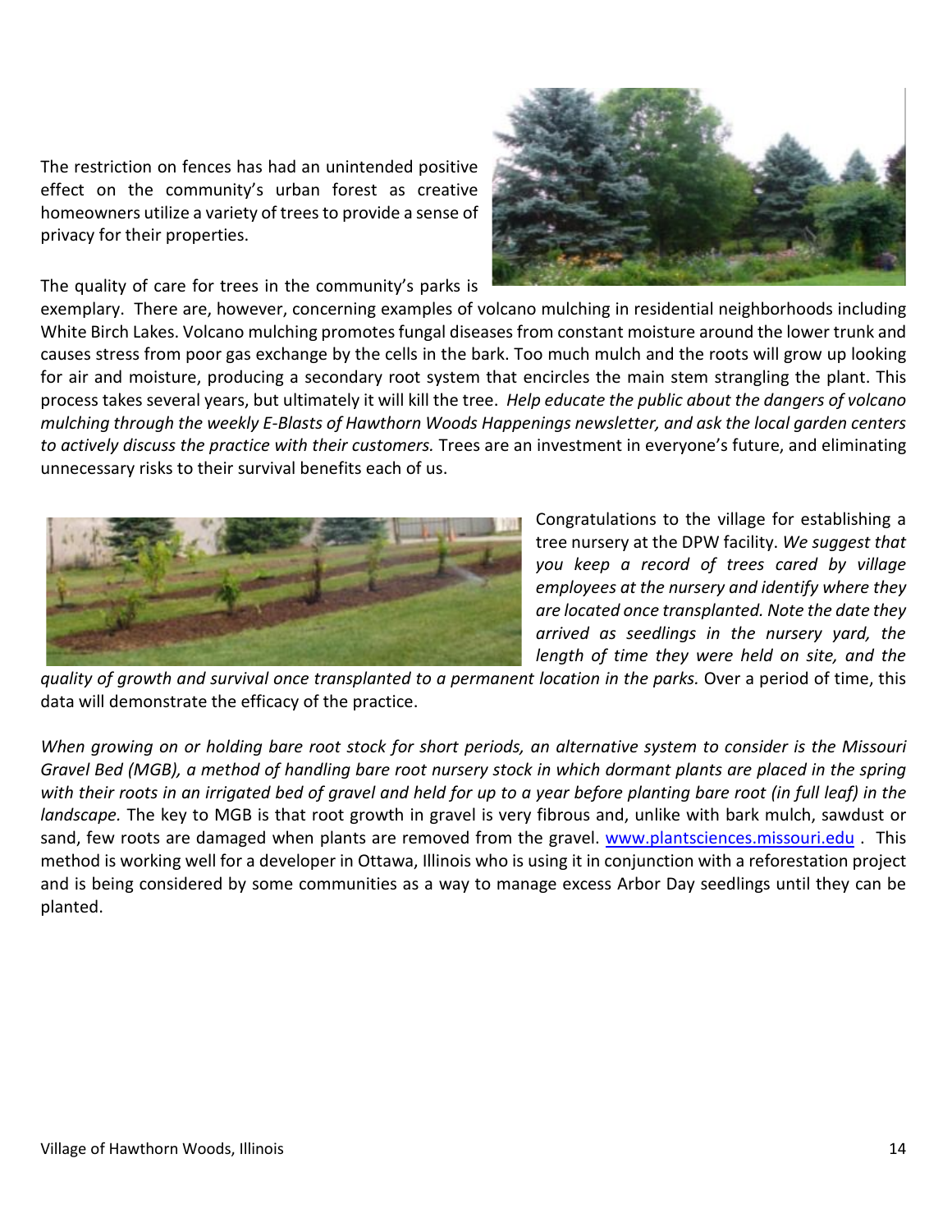The restriction on fences has had an unintended positive effect on the community's urban forest as creative homeowners utilize a variety of trees to provide a sense of privacy for their properties.

The quality of care for trees in the community's parks is exemplary. There are, however, concerning examples of volcano mulching in residential neighborhoods including White Birch Lakes. Volcano mulching promotes fungal diseases from constant moisture around the lower trunk and causes stress from poor gas exchange by the cells in the bark. Too much mulch and the roots will grow up looking for air and moisture, producing a secondary root system that encircles the main stem strangling the plant. This process takes several years, but ultimately it will kill the tree. *Help educate the public about the dangers of volcano mulching through the weekly E-Blasts of Hawthorn Woods Happenings newsletter, and ask the local garden centers to actively discuss the practice with their customers.* Trees are an investment in everyone's future, and eliminating unnecessary risks to their survival benefits each of us.

Congratulations to the village for establishing a tree nursery at the DPW facility. *We suggest that you keep a record of trees cared by village employees at the nursery and identify where they are located once transplanted. Note the date they arrived as seedlings in the nursery yard, the length of time they were held on site, and the quality of growth and survival once transplanted to a permanent location in the parks.* Over a period of time, this data will demonstrate the efficacy of the practice.

*When growing on or holding bare root stock for short periods, an alternative system to consider is the Missouri Gravel Bed (MGB), a method of handling bare root nursery stock in which dormant plants are placed in the spring with their roots in an irrigated bed of gravel and held for up to a year before planting bare root (in full leaf) in the landscape.* The key to MGB is that root growth in gravel is very fibrous and, unlike with bark mulch, sawdust or sand, few roots are damaged when plants are removed from the gravel. [www.plantsciences.missouri.edu](http://www.plantsciences.missouri.edu) . This method is working well for a developer in Ottawa, Illinois who is using it in conjunction with a reforestation project and is being considered by some communities as a way to manage excess Arbor Day seedlings until they can be planted.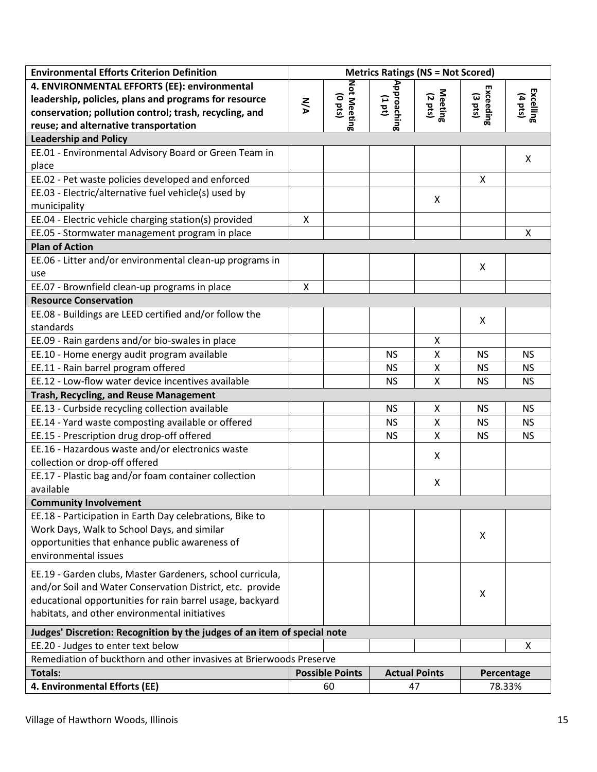| Environmental Efforts Criterion Definition | Metrics Ratings (NS = Not Scored) | | | | | |
|---|---|---|---|---|---|---|
| **4. ENVIRONMENTAL EFFORTS (EE): environmental leadership, policies, plans and programs for resource conservation; pollution control; trash, recycling, and reuse; and alternative transportation** | N/A | Not Meeting (0 pts) | Approaching (1 pt) | Meeting (2 pts) | Exceeding (3 pts) | Excelling (4 pts) |
| **Leadership and Policy** | | | | | | |
| EE.01 - Environmental Advisory Board or Green Team in place | | | | | | X |
| EE.02 - Pet waste policies developed and enforced | | | | | X | |
| EE.03 - Electric/alternative fuel vehicle(s) used by municipality | | | | X | | |
| EE.04 - Electric vehicle charging station(s) provided | X | | | | | |
| EE.05 - Stormwater management program in place | | | | | | X |
| **Plan of Action** | | | | | | |
| EE.06 - Litter and/or environmental clean-up programs in use | | | | | X | |
| EE.07 - Brownfield clean-up programs in place | X | | | | | |
| **Resource Conservation** | | | | | | |
| EE.08 - Buildings are LEED certified and/or follow the standards | | | | | X | |
| EE.09 - Rain gardens and/or bio-swales in place | | | | X | | |
| EE.10 - Home energy audit program available | | | NS | X | NS | NS |
| EE.11 - Rain barrel program offered | | | NS | X | NS | NS |
| EE.12 - Low-flow water device incentives available | | | NS | X | NS | NS |
| **Trash, Recycling, and Reuse Management** | | | | | | |
| EE.13 - Curbside recycling collection available | | | NS | X | NS | NS |
| EE.14 - Yard waste composting available or offered | | | NS | X | NS | NS |
| EE.15 - Prescription drug drop-off offered | | | NS | X | NS | NS |
| EE.16 - Hazardous waste and/or electronics waste collection or drop-off offered | | | | X | | |
| EE.17 - Plastic bag and/or foam container collection available | | | | X | | |
| **Community Involvement** | | | | | | |
| EE.18 - Participation in Earth Day celebrations, Bike to Work Days, Walk to School Days, and similar opportunities that enhance public awareness of environmental issues | | | | | X | |
| EE.19 - Garden clubs, Master Gardeners, school curricula, and/or Soil and Water Conservation District, etc. provide educational opportunities for rain barrel usage, backyard habitats, and other environmental initiatives | | | | | X | |
| **Judges' Discretion: Recognition by the judges of an item of special note** | | | | | | |
| EE.20 - Judges to enter text below | | | | | | X |
| Remediation of buckthorn and other invasives at Brierwoods Preserve | | | | | | |
| **Totals:** | **Possible Points** | | **Actual Points** | | **Percentage** | |
| **4. Environmental Efforts (EE)** | 60 | | 47 | | 78.33% | |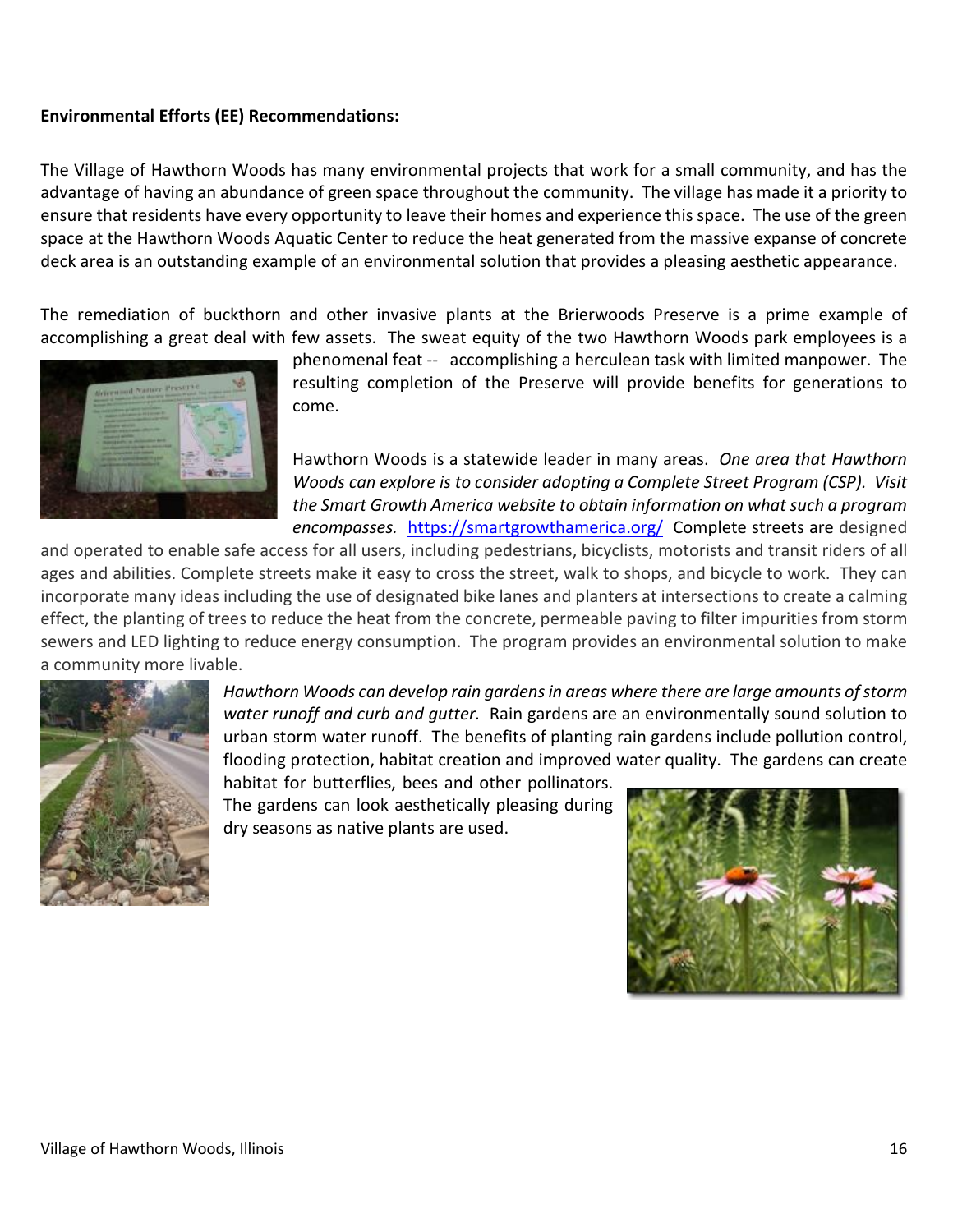**Environmental Efforts (EE) Recommendations:**

The Village of Hawthorn Woods has many environmental projects that work for a small community, and has the advantage of having an abundance of green space throughout the community. The village has made it a priority to ensure that residents have every opportunity to leave their homes and experience this space. The use of the green space at the Hawthorn Woods Aquatic Center to reduce the heat generated from the massive expanse of concrete deck area is an outstanding example of an environmental solution that provides a pleasing aesthetic appearance.

The remediation of buckthorn and other invasive plants at the Brierwoods Preserve is a prime example of accomplishing a great deal with few assets. The sweat equity of the two Hawthorn Woods park employees is a phenomenal feat -- accomplishing a herculean task with limited manpower. The resulting completion of the Preserve will provide benefits for generations to come.

Hawthorn Woods is a statewide leader in many areas. *One area that Hawthorn Woods can explore is to consider adopting a Complete Street Program (CSP). Visit the Smart Growth America website to obtain information on what such a program encompasses.* https://smartgrowthamerica.org/ Complete streets are designed and operated to enable safe access for all users, including pedestrians, bicyclists, motorists and transit riders of all ages and abilities. Complete streets make it easy to cross the street, walk to shops, and bicycle to work. They can incorporate many ideas including the use of designated bike lanes and planters at intersections to create a calming effect, the planting of trees to reduce the heat from the concrete, permeable paving to filter impurities from storm sewers and LED lighting to reduce energy consumption. The program provides an environmental solution to make a community more livable.

*Hawthorn Woods can develop rain gardens in areas where there are large amounts of storm water runoff and curb and gutter.* Rain gardens are an environmentally sound solution to urban storm water runoff. The benefits of planting rain gardens include pollution control, flooding protection, habitat creation and improved water quality. The gardens can create habitat for butterflies, bees and other pollinators. The gardens can look aesthetically pleasing during dry seasons as native plants are used.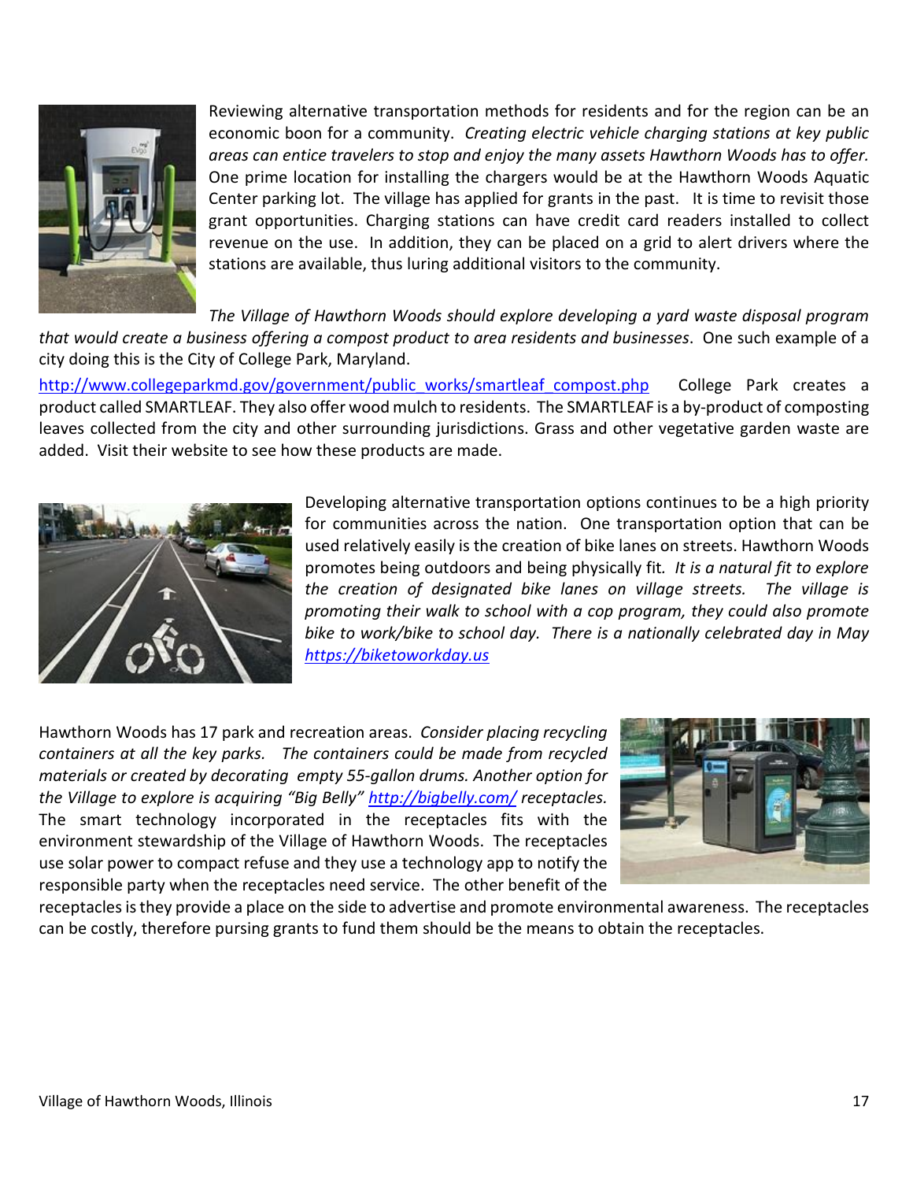Reviewing alternative transportation methods for residents and for the region can be an economic boon for a community. *Creating electric vehicle charging stations at key public areas can entice travelers to stop and enjoy the many assets Hawthorn Woods has to offer.* One prime location for installing the chargers would be at the Hawthorn Woods Aquatic Center parking lot. The village has applied for grants in the past. It is time to revisit those grant opportunities. Charging stations can have credit card readers installed to collect revenue on the use. In addition, they can be placed on a grid to alert drivers where the stations are available, thus luring additional visitors to the community.

*The Village of Hawthorn Woods should explore developing a yard waste disposal program that would create a business offering a compost product to area residents and businesses*. One such example of a city doing this is the City of College Park, Maryland. http://www.collegeparkmd.gov/government/public_works/smartleaf_compost.php College Park creates a product called SMARTLEAF. They also offer wood mulch to residents. The SMARTLEAF is a by-product of composting leaves collected from the city and other surrounding jurisdictions. Grass and other vegetative garden waste are added. Visit their website to see how these products are made.

Developing alternative transportation options continues to be a high priority for communities across the nation. One transportation option that can be used relatively easily is the creation of bike lanes on streets. Hawthorn Woods promotes being outdoors and being physically fit*. It is a natural fit to explore the creation of designated bike lanes on village streets. The village is promoting their walk to school with a cop program, they could also promote bike to work/bike to school day. There is a nationally celebrated day in May https://biketoworkday.us*

Hawthorn Woods has 17 park and recreation areas. *Consider placing recycling containers at all the key parks. The containers could be made from recycled materials or created by decorating empty 55-gallon drums. Another option for the Village to explore is acquiring "Big Belly" http://bigbelly.com/ receptacles.* The smart technology incorporated in the receptacles fits with the environment stewardship of the Village of Hawthorn Woods. The receptacles use solar power to compact refuse and they use a technology app to notify the responsible party when the receptacles need service. The other benefit of the receptacles is they provide a place on the side to advertise and promote environmental awareness. The receptacles can be costly, therefore pursing grants to fund them should be the means to obtain the receptacles.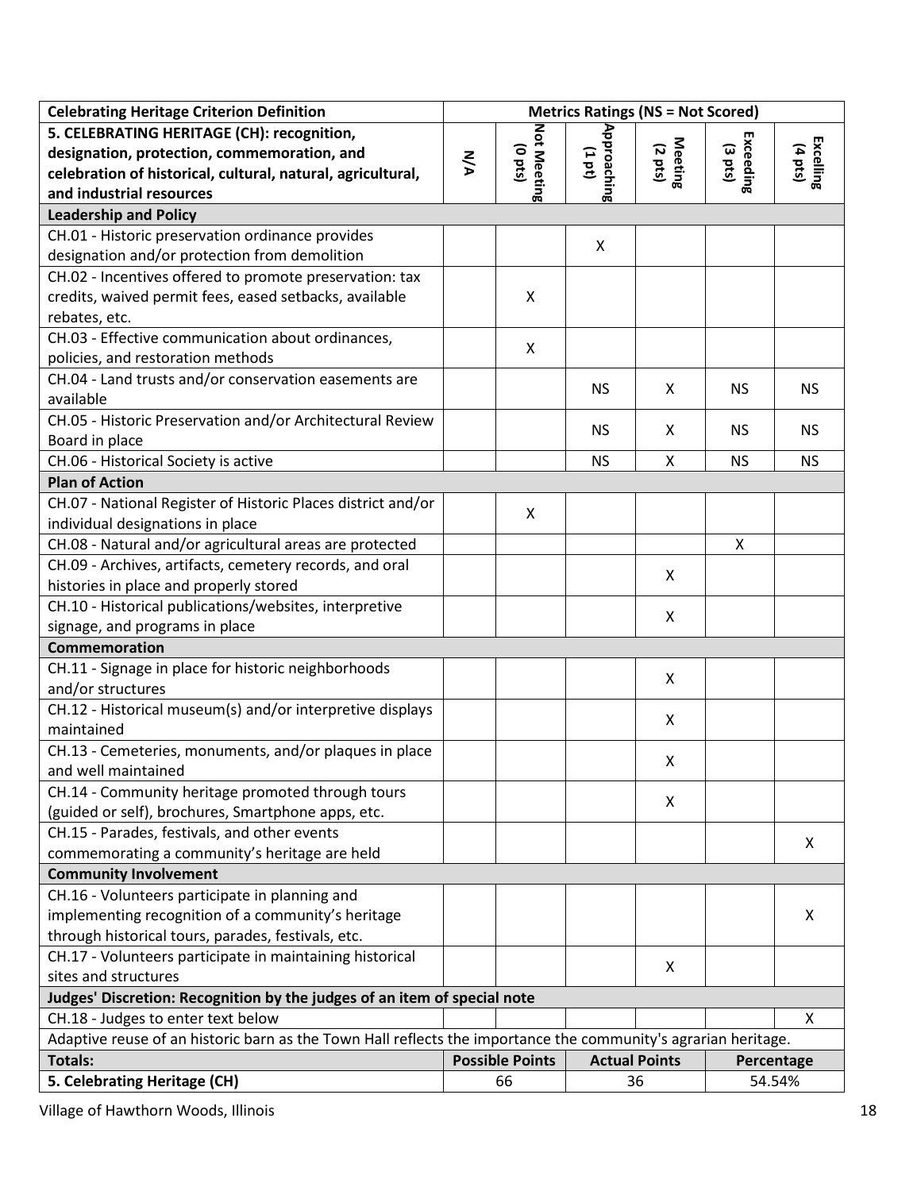| Celebrating Heritage Criterion Definition | Metrics Ratings (NS = Not Scored) | | | | | |
|---|---|---|---|---|---|---|
| **5. CELEBRATING HERITAGE (CH): recognition, designation, protection, commemoration, and celebration of historical, cultural, natural, agricultural, and industrial resources** | **N/A** | **Not Meeting (0 pts)** | **Approaching (1 pt)** | **Meeting (2 pts)** | **Exceeding (3 pts)** | **Excelling (4 pts)** |
| **Leadership and Policy** | | | | | | |
| CH.01 - Historic preservation ordinance provides designation and/or protection from demolition | | | X | | | |
| CH.02 - Incentives offered to promote preservation: tax credits, waived permit fees, eased setbacks, available rebates, etc. | | X | | | | |
| CH.03 - Effective communication about ordinances, policies, and restoration methods | | X | | | | |
| CH.04 - Land trusts and/or conservation easements are available | | | NS | X | NS | NS |
| CH.05 - Historic Preservation and/or Architectural Review Board in place | | | NS | X | NS | NS |
| CH.06 - Historical Society is active | | | NS | X | NS | NS |
| **Plan of Action** | | | | | | |
| CH.07 - National Register of Historic Places district and/or individual designations in place | | X | | | | |
| CH.08 - Natural and/or agricultural areas are protected | | | | | X | |
| CH.09 - Archives, artifacts, cemetery records, and oral histories in place and properly stored | | | | X | | |
| CH.10 - Historical publications/websites, interpretive signage, and programs in place | | | | X | | |
| **Commemoration** | | | | | | |
| CH.11 - Signage in place for historic neighborhoods and/or structures | | | | X | | |
| CH.12 - Historical museum(s) and/or interpretive displays maintained | | | | X | | |
| CH.13 - Cemeteries, monuments, and/or plaques in place and well maintained | | | | X | | |
| CH.14 - Community heritage promoted through tours (guided or self), brochures, Smartphone apps, etc. | | | | X | | |
| CH.15 - Parades, festivals, and other events commemorating a community's heritage are held | | | | | | X |
| **Community Involvement** | | | | | | |
| CH.16 - Volunteers participate in planning and implementing recognition of a community's heritage through historical tours, parades, festivals, etc. | | | | | | X |
| CH.17 - Volunteers participate in maintaining historical sites and structures | | | | X | | |
| **Judges' Discretion: Recognition by the judges of an item of special note** | | | | | | |
| CH.18 - Judges to enter text below | | | | | | X |
| Adaptive reuse of an historic barn as the Town Hall reflects the importance the community's agrarian heritage. | | | | | | |
| **Totals:** | **Possible Points** | | **Actual Points** | | **Percentage** | |
| **5. Celebrating Heritage (CH)** | 66 | | 36 | | 54.54% | |

Village of Hawthorn Woods, Illinois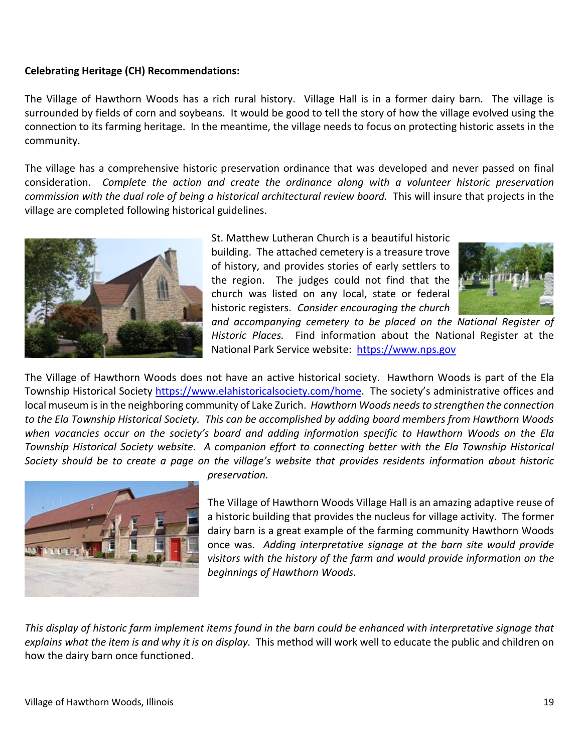**Celebrating Heritage (CH) Recommendations:**

The Village of Hawthorn Woods has a rich rural history. Village Hall is in a former dairy barn. The village is surrounded by fields of corn and soybeans. It would be good to tell the story of how the village evolved using the connection to its farming heritage. In the meantime, the village needs to focus on protecting historic assets in the community.

The village has a comprehensive historic preservation ordinance that was developed and never passed on final consideration. *Complete the action and create the ordinance along with a volunteer historic preservation commission with the dual role of being a historical architectural review board.* This will insure that projects in the village are completed following historical guidelines.

St. Matthew Lutheran Church is a beautiful historic building. The attached cemetery is a treasure trove of history, and provides stories of early settlers to the region. The judges could not find that the church was listed on any local, state or federal historic registers. *Consider encouraging the church and accompanying cemetery to be placed on the National Register of Historic Places.* Find information about the National Register at the National Park Service website: https://www.nps.gov

The Village of Hawthorn Woods does not have an active historical society. Hawthorn Woods is part of the Ela Township Historical Society https://www.elahistoricalsociety.com/home. The society's administrative offices and local museum is in the neighboring community of Lake Zurich. *Hawthorn Woods needs to strengthen the connection to the Ela Township Historical Society. This can be accomplished by adding board members from Hawthorn Woods when vacancies occur on the society's board and adding information specific to Hawthorn Woods on the Ela Township Historical Society website. A companion effort to connecting better with the Ela Township Historical Society should be to create a page on the village's website that provides residents information about historic preservation.*

The Village of Hawthorn Woods Village Hall is an amazing adaptive reuse of a historic building that provides the nucleus for village activity. The former dairy barn is a great example of the farming community Hawthorn Woods once was. *Adding interpretative signage at the barn site would provide visitors with the history of the farm and would provide information on the beginnings of Hawthorn Woods.*

*This display of historic farm implement items found in the barn could be enhanced with interpretative signage that explains what the item is and why it is on display.* This method will work well to educate the public and children on how the dairy barn once functioned.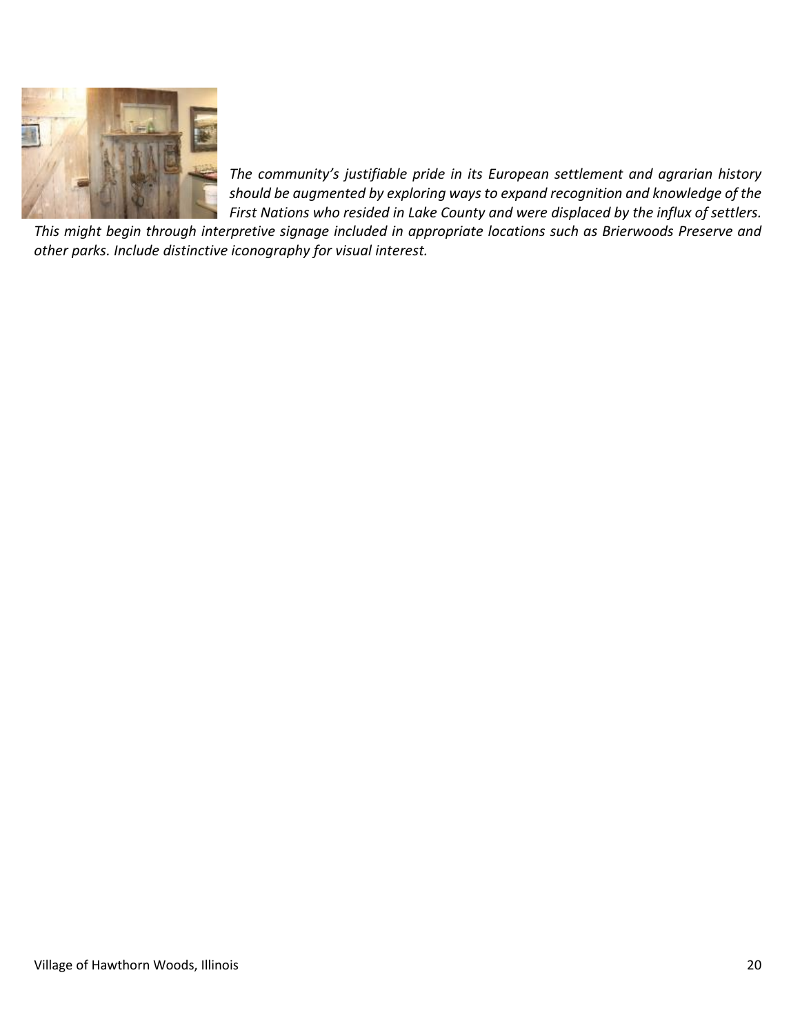*The community's justifiable pride in its European settlement and agrarian history should be augmented by exploring ways to expand recognition and knowledge of the First Nations who resided in Lake County and were displaced by the influx of settlers. This might begin through interpretive signage included in appropriate locations such as Brierwoods Preserve and other parks. Include distinctive iconography for visual interest.*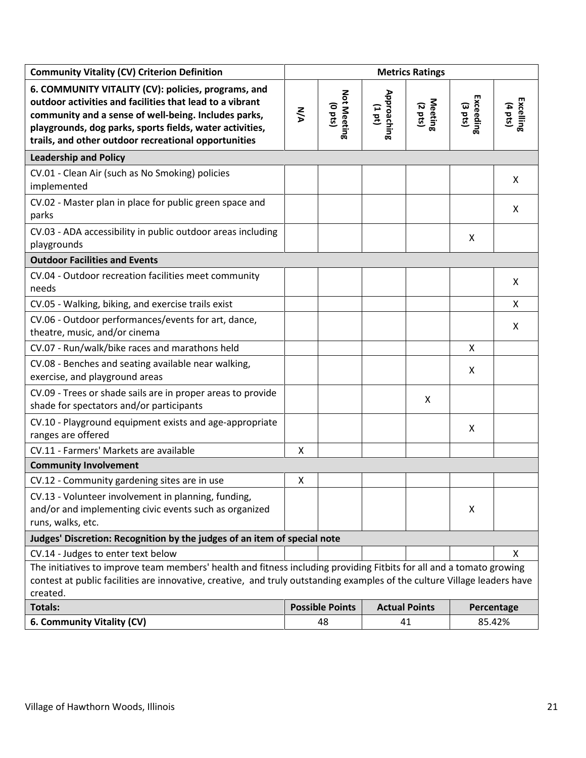| Community Vitality (CV) Criterion Definition | Metrics Ratings | | | | | |
|---|---|---|---|---|---|---|
| **6. COMMUNITY VITALITY (CV): policies, programs, and outdoor activities and facilities that lead to a vibrant community and a sense of well-being. Includes parks, playgrounds, dog parks, sports fields, water activities, trails, and other outdoor recreational opportunities** | **N/A** | **Not Meeting (0 pts)** | **Approaching (1 pt)** | **Meeting (2 pts)** | **Exceeding (3 pts)** | **Excelling (4 pts)** |
| **Leadership and Policy** | | | | | | |
| CV.01 - Clean Air (such as No Smoking) policies implemented | | | | | | X |
| CV.02 - Master plan in place for public green space and parks | | | | | | X |
| CV.03 - ADA accessibility in public outdoor areas including playgrounds | | | | | X | |
| **Outdoor Facilities and Events** | | | | | | |
| CV.04 - Outdoor recreation facilities meet community needs | | | | | | X |
| CV.05 - Walking, biking, and exercise trails exist | | | | | | X |
| CV.06 - Outdoor performances/events for art, dance, theatre, music, and/or cinema | | | | | | X |
| CV.07 - Run/walk/bike races and marathons held | | | | | X | |
| CV.08 - Benches and seating available near walking, exercise, and playground areas | | | | | X | |
| CV.09 - Trees or shade sails are in proper areas to provide shade for spectators and/or participants | | | | X | | |
| CV.10 - Playground equipment exists and age-appropriate ranges are offered | | | | | X | |
| CV.11 - Farmers' Markets are available | X | | | | | |
| **Community Involvement** | | | | | | |
| CV.12 - Community gardening sites are in use | X | | | | | |
| CV.13 - Volunteer involvement in planning, funding, and/or and implementing civic events such as organized runs, walks, etc. | | | | | X | |
| **Judges' Discretion: Recognition by the judges of an item of special note** | | | | | | |
| CV.14 - Judges to enter text below | | | | | | X |
| The initiatives to improve team members' health and fitness including providing Fitbits for all and a tomato growing contest at public facilities are innovative, creative, and truly outstanding examples of the culture Village leaders have created. | | | | | | |
| **Totals:** | **Possible Points** | | **Actual Points** | | **Percentage** | |
| **6. Community Vitality (CV)** | 48 | | 41 | | 85.42% | |

Village of Hawthorn Woods, Illinois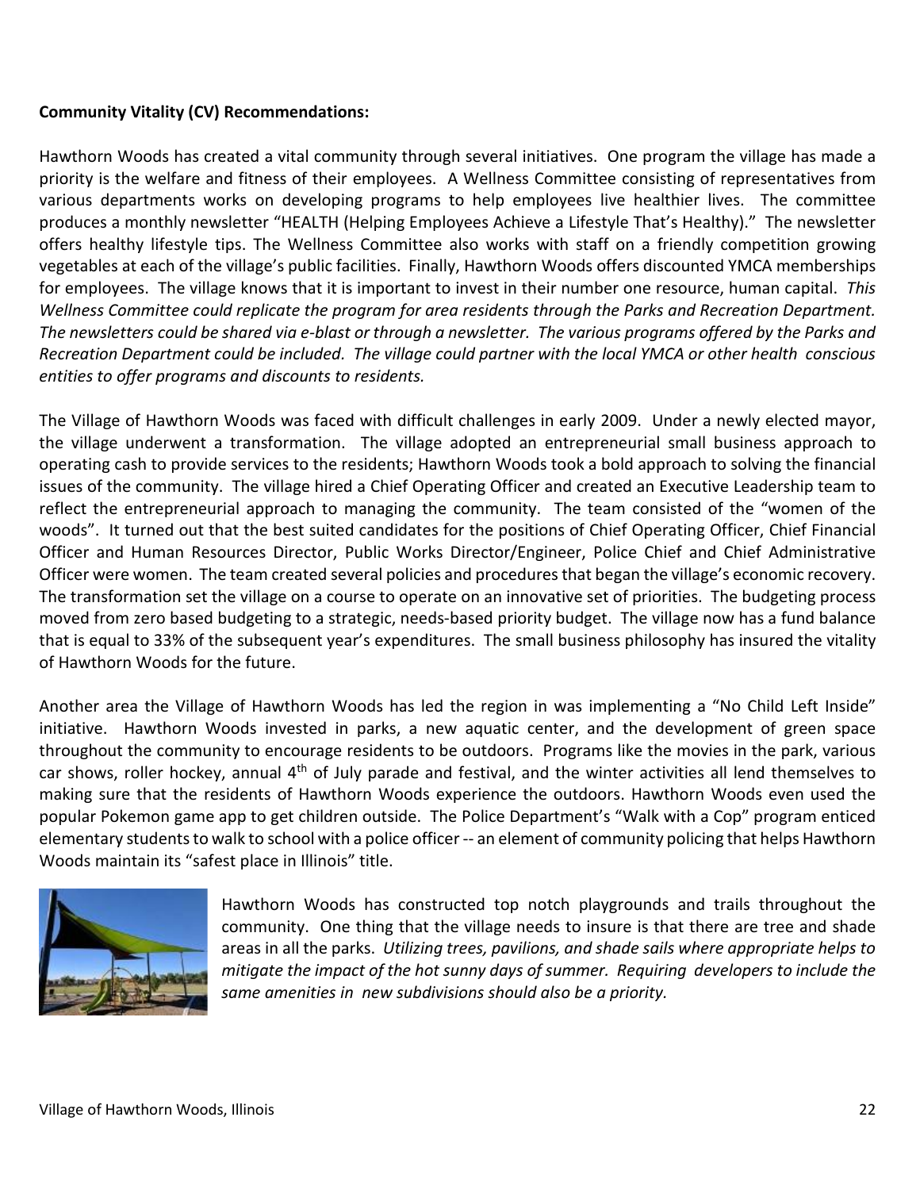**Community Vitality (CV) Recommendations:**

Hawthorn Woods has created a vital community through several initiatives. One program the village has made a priority is the welfare and fitness of their employees. A Wellness Committee consisting of representatives from various departments works on developing programs to help employees live healthier lives. The committee produces a monthly newsletter "HEALTH (Helping Employees Achieve a Lifestyle That's Healthy)." The newsletter offers healthy lifestyle tips. The Wellness Committee also works with staff on a friendly competition growing vegetables at each of the village's public facilities. Finally, Hawthorn Woods offers discounted YMCA memberships for employees. The village knows that it is important to invest in their number one resource, human capital. *This Wellness Committee could replicate the program for area residents through the Parks and Recreation Department. The newsletters could be shared via e-blast or through a newsletter. The various programs offered by the Parks and Recreation Department could be included. The village could partner with the local YMCA or other health conscious entities to offer programs and discounts to residents.*

The Village of Hawthorn Woods was faced with difficult challenges in early 2009. Under a newly elected mayor, the village underwent a transformation. The village adopted an entrepreneurial small business approach to operating cash to provide services to the residents; Hawthorn Woods took a bold approach to solving the financial issues of the community. The village hired a Chief Operating Officer and created an Executive Leadership team to reflect the entrepreneurial approach to managing the community. The team consisted of the "women of the woods". It turned out that the best suited candidates for the positions of Chief Operating Officer, Chief Financial Officer and Human Resources Director, Public Works Director/Engineer, Police Chief and Chief Administrative Officer were women. The team created several policies and procedures that began the village's economic recovery. The transformation set the village on a course to operate on an innovative set of priorities. The budgeting process moved from zero based budgeting to a strategic, needs-based priority budget. The village now has a fund balance that is equal to 33% of the subsequent year's expenditures. The small business philosophy has insured the vitality of Hawthorn Woods for the future.

Another area the Village of Hawthorn Woods has led the region in was implementing a "No Child Left Inside" initiative. Hawthorn Woods invested in parks, a new aquatic center, and the development of green space throughout the community to encourage residents to be outdoors. Programs like the movies in the park, various car shows, roller hockey, annual 4th of July parade and festival, and the winter activities all lend themselves to making sure that the residents of Hawthorn Woods experience the outdoors. Hawthorn Woods even used the popular Pokemon game app to get children outside. The Police Department's "Walk with a Cop" program enticed elementary students to walk to school with a police officer -- an element of community policing that helps Hawthorn Woods maintain its "safest place in Illinois" title.

Hawthorn Woods has constructed top notch playgrounds and trails throughout the community. One thing that the village needs to insure is that there are tree and shade areas in all the parks. *Utilizing trees, pavilions, and shade sails where appropriate helps to mitigate the impact of the hot sunny days of summer. Requiring developers to include the same amenities in new subdivisions should also be a priority.*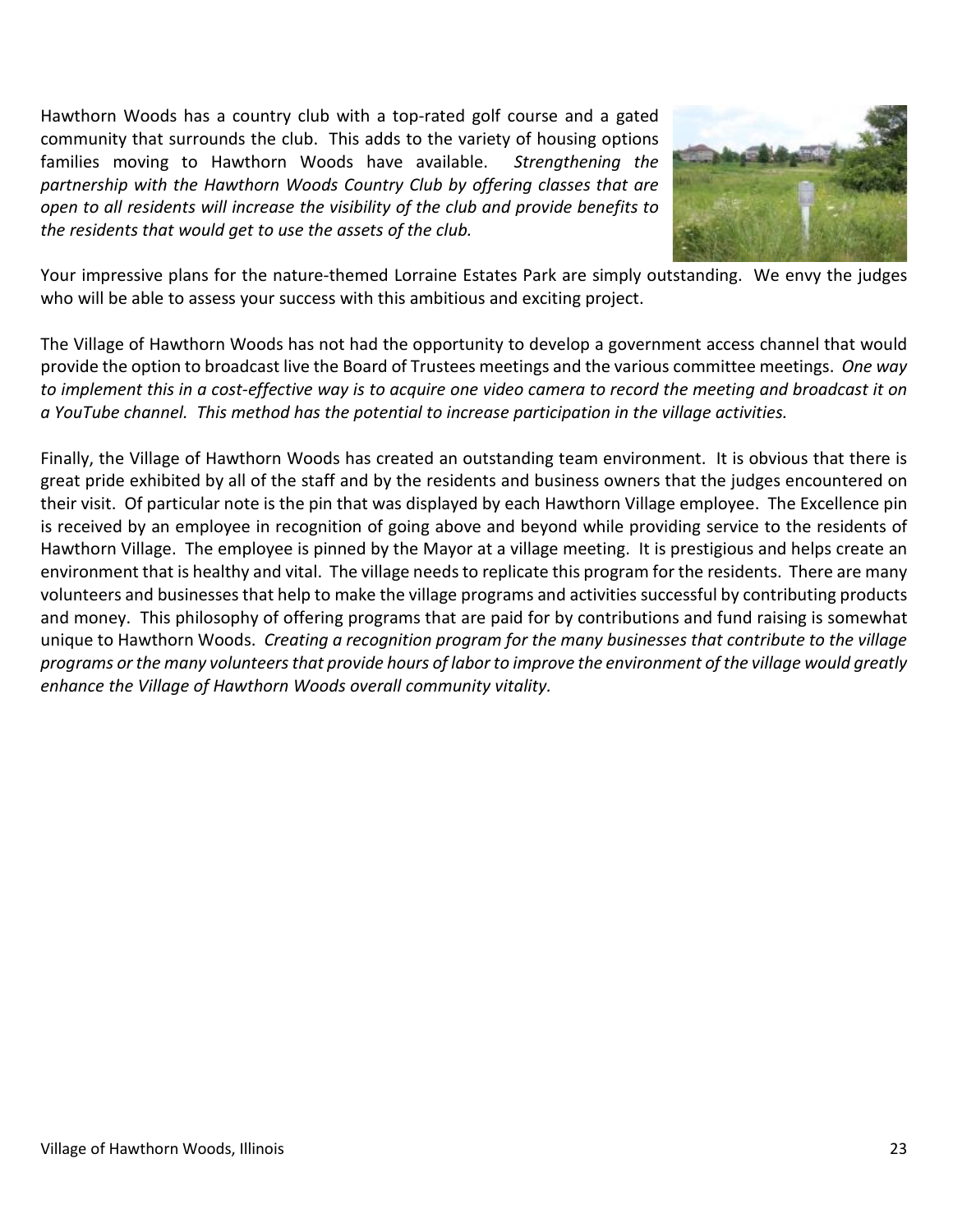Hawthorn Woods has a country club with a top-rated golf course and a gated community that surrounds the club. This adds to the variety of housing options families moving to Hawthorn Woods have available. *Strengthening the partnership with the Hawthorn Woods Country Club by offering classes that are open to all residents will increase the visibility of the club and provide benefits to the residents that would get to use the assets of the club.*

Your impressive plans for the nature-themed Lorraine Estates Park are simply outstanding. We envy the judges who will be able to assess your success with this ambitious and exciting project.

The Village of Hawthorn Woods has not had the opportunity to develop a government access channel that would provide the option to broadcast live the Board of Trustees meetings and the various committee meetings. *One way to implement this in a cost-effective way is to acquire one video camera to record the meeting and broadcast it on a YouTube channel. This method has the potential to increase participation in the village activities.*

Finally, the Village of Hawthorn Woods has created an outstanding team environment. It is obvious that there is great pride exhibited by all of the staff and by the residents and business owners that the judges encountered on their visit. Of particular note is the pin that was displayed by each Hawthorn Village employee. The Excellence pin is received by an employee in recognition of going above and beyond while providing service to the residents of Hawthorn Village. The employee is pinned by the Mayor at a village meeting. It is prestigious and helps create an environment that is healthy and vital. The village needs to replicate this program for the residents. There are many volunteers and businesses that help to make the village programs and activities successful by contributing products and money. This philosophy of offering programs that are paid for by contributions and fund raising is somewhat unique to Hawthorn Woods. *Creating a recognition program for the many businesses that contribute to the village programs or the many volunteers that provide hours of labor to improve the environment of the village would greatly enhance the Village of Hawthorn Woods overall community vitality.*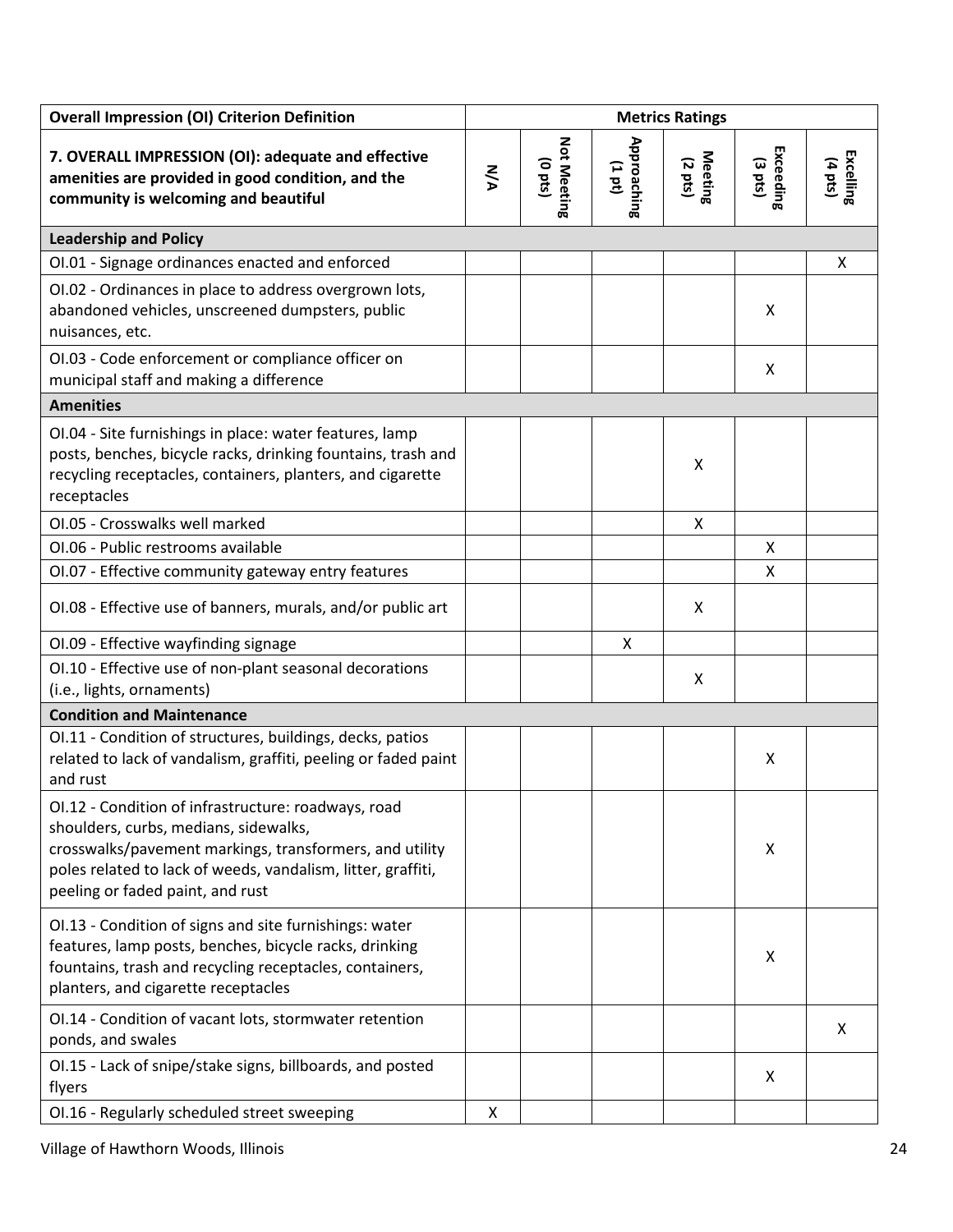| Overall Impression (OI) Criterion Definition | Metrics Ratings | | | | | |
|---|---|---|---|---|---|---|
| **7. OVERALL IMPRESSION (OI): adequate and effective amenities are provided in good condition, and the community is welcoming and beautiful** | **N/A** | **Not Meeting (0 pts)** | **Approaching (1 pt)** | **Meeting (2 pts)** | **Exceeding (3 pts)** | **Excelling (4 pts)** |
| **Leadership and Policy** | | | | | | |
| OI.01 - Signage ordinances enacted and enforced | | | | | | X |
| OI.02 - Ordinances in place to address overgrown lots, abandoned vehicles, unscreened dumpsters, public nuisances, etc. | | | | | X | |
| OI.03 - Code enforcement or compliance officer on municipal staff and making a difference | | | | | X | |
| **Amenities** | | | | | | |
| OI.04 - Site furnishings in place: water features, lamp posts, benches, bicycle racks, drinking fountains, trash and recycling receptacles, containers, planters, and cigarette receptacles | | | | X | | |
| OI.05 - Crosswalks well marked | | | | X | | |
| OI.06 - Public restrooms available | | | | | X | |
| OI.07 - Effective community gateway entry features | | | | | X | |
| OI.08 - Effective use of banners, murals, and/or public art | | | | X | | |
| OI.09 - Effective wayfinding signage | | | X | | | |
| OI.10 - Effective use of non-plant seasonal decorations (i.e., lights, ornaments) | | | | X | | |
| **Condition and Maintenance** | | | | | | |
| OI.11 - Condition of structures, buildings, decks, patios related to lack of vandalism, graffiti, peeling or faded paint and rust | | | | | X | |
| OI.12 - Condition of infrastructure: roadways, road shoulders, curbs, medians, sidewalks, crosswalks/pavement markings, transformers, and utility poles related to lack of weeds, vandalism, litter, graffiti, peeling or faded paint, and rust | | | | | X | |
| OI.13 - Condition of signs and site furnishings: water features, lamp posts, benches, bicycle racks, drinking fountains, trash and recycling receptacles, containers, planters, and cigarette receptacles | | | | | X | |
| OI.14 - Condition of vacant lots, stormwater retention ponds, and swales | | | | | | X |
| OI.15 - Lack of snipe/stake signs, billboards, and posted flyers | | | | | X | |
| OI.16 - Regularly scheduled street sweeping | X | | | | | |

Village of Hawthorn Woods, Illinois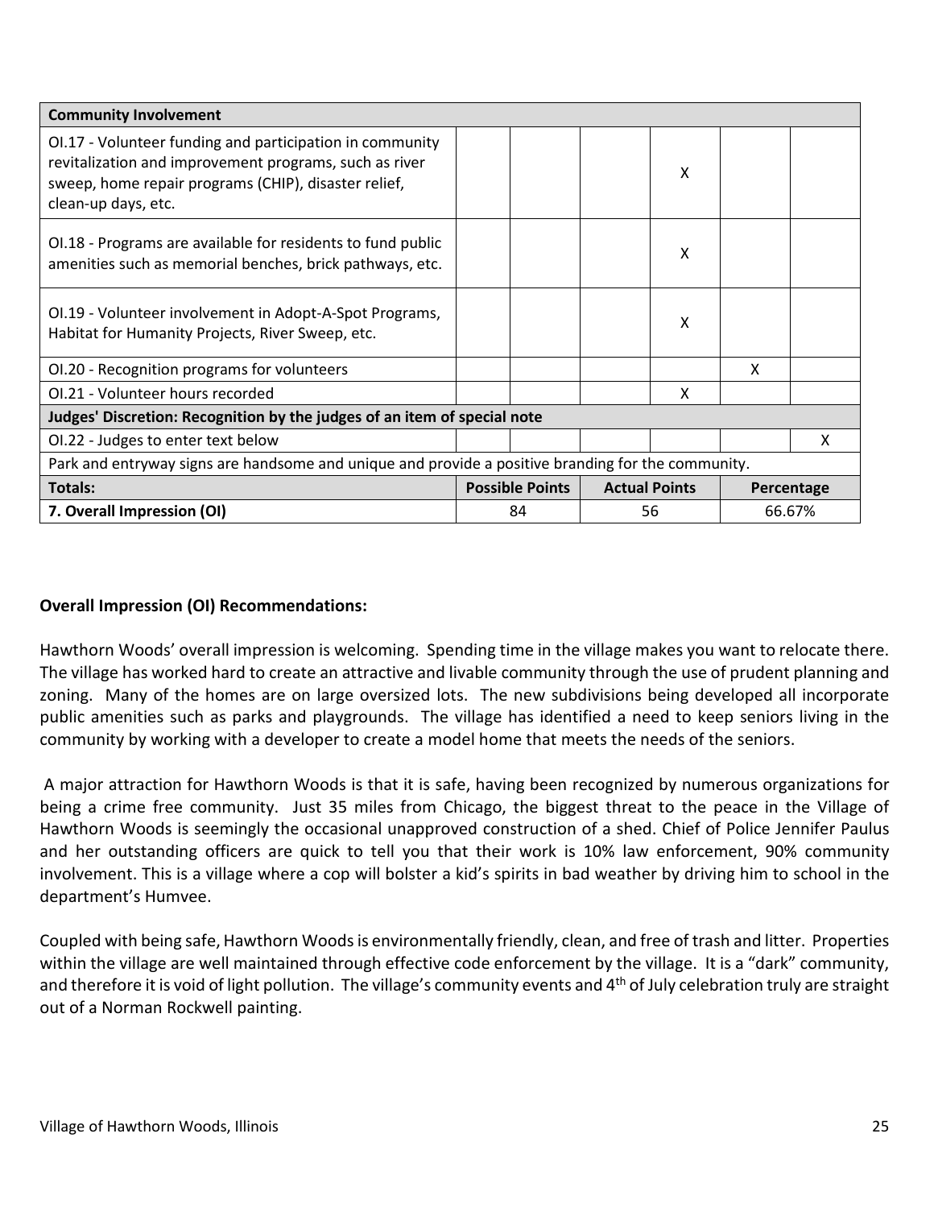| Community Involvement | | | | | | |
|---|---|---|---|---|---|---|
| OI.17 - Volunteer funding and participation in community revitalization and improvement programs, such as river sweep, home repair programs (CHIP), disaster relief, clean-up days, etc. | | | | X | | |
| OI.18 - Programs are available for residents to fund public amenities such as memorial benches, brick pathways, etc. | | | | X | | |
| OI.19 - Volunteer involvement in Adopt-A-Spot Programs, Habitat for Humanity Projects, River Sweep, etc. | | | | X | | |
| OI.20 - Recognition programs for volunteers | | | | | X | |
| OI.21 - Volunteer hours recorded | | | | X | | |
| **Judges' Discretion: Recognition by the judges of an item of special note** | | | | | | |
| OI.22 - Judges to enter text below | | | | | | X |
| Park and entryway signs are handsome and unique and provide a positive branding for the community. | | | | | | |
| **Totals:** | **Possible Points** | | **Actual Points** | | **Percentage** | |
| **7. Overall Impression (OI)** | 84 | | 56 | | 66.67% | |

**Overall Impression (OI) Recommendations:**

Hawthorn Woods' overall impression is welcoming. Spending time in the village makes you want to relocate there. The village has worked hard to create an attractive and livable community through the use of prudent planning and zoning. Many of the homes are on large oversized lots. The new subdivisions being developed all incorporate public amenities such as parks and playgrounds. The village has identified a need to keep seniors living in the community by working with a developer to create a model home that meets the needs of the seniors.

A major attraction for Hawthorn Woods is that it is safe, having been recognized by numerous organizations for being a crime free community. Just 35 miles from Chicago, the biggest threat to the peace in the Village of Hawthorn Woods is seemingly the occasional unapproved construction of a shed. Chief of Police Jennifer Paulus and her outstanding officers are quick to tell you that their work is 10% law enforcement, 90% community involvement. This is a village where a cop will bolster a kid's spirits in bad weather by driving him to school in the department's Humvee.

Coupled with being safe, Hawthorn Woods is environmentally friendly, clean, and free of trash and litter. Properties within the village are well maintained through effective code enforcement by the village. It is a "dark" community, and therefore it is void of light pollution. The village's community events and 4th of July celebration truly are straight out of a Norman Rockwell painting.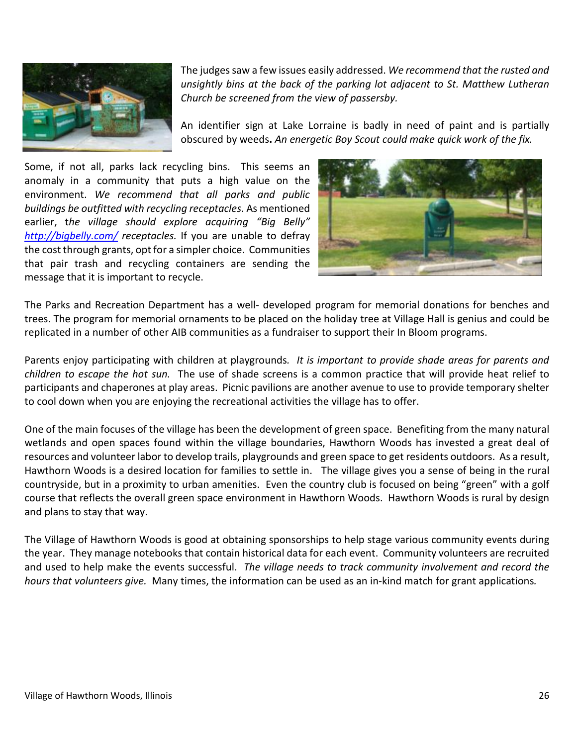The judges saw a few issues easily addressed. *We recommend that the rusted and unsightly bins at the back of the parking lot adjacent to St. Matthew Lutheran Church be screened from the view of passersby.*

An identifier sign at Lake Lorraine is badly in need of paint and is partially obscured by weeds**.** *An energetic Boy Scout could make quick work of the fix.*

Some, if not all, parks lack recycling bins. This seems an anomaly in a community that puts a high value on the environment. *We recommend that all parks and public buildings be outfitted with recycling receptacles*. As mentioned earlier, t*he village should explore acquiring "Big Belly" [http://bigbelly.com/](http://bigbelly.com/) receptacles.* If you are unable to defray the cost through grants, opt for a simpler choice. Communities that pair trash and recycling containers are sending the message that it is important to recycle.

The Parks and Recreation Department has a well- developed program for memorial donations for benches and trees. The program for memorial ornaments to be placed on the holiday tree at Village Hall is genius and could be replicated in a number of other AIB communities as a fundraiser to support their In Bloom programs.

Parents enjoy participating with children at playgrounds*. It is important to provide shade areas for parents and children to escape the hot sun.* The use of shade screens is a common practice that will provide heat relief to participants and chaperones at play areas. Picnic pavilions are another avenue to use to provide temporary shelter to cool down when you are enjoying the recreational activities the village has to offer.

One of the main focuses of the village has been the development of green space. Benefiting from the many natural wetlands and open spaces found within the village boundaries, Hawthorn Woods has invested a great deal of resources and volunteer labor to develop trails, playgrounds and green space to get residents outdoors. As a result, Hawthorn Woods is a desired location for families to settle in. The village gives you a sense of being in the rural countryside, but in a proximity to urban amenities. Even the country club is focused on being "green" with a golf course that reflects the overall green space environment in Hawthorn Woods. Hawthorn Woods is rural by design and plans to stay that way.

The Village of Hawthorn Woods is good at obtaining sponsorships to help stage various community events during the year. They manage notebooks that contain historical data for each event. Community volunteers are recruited and used to help make the events successful. *The village needs to track community involvement and record the hours that volunteers give.* Many times, the information can be used as an in-kind match for grant applications*.*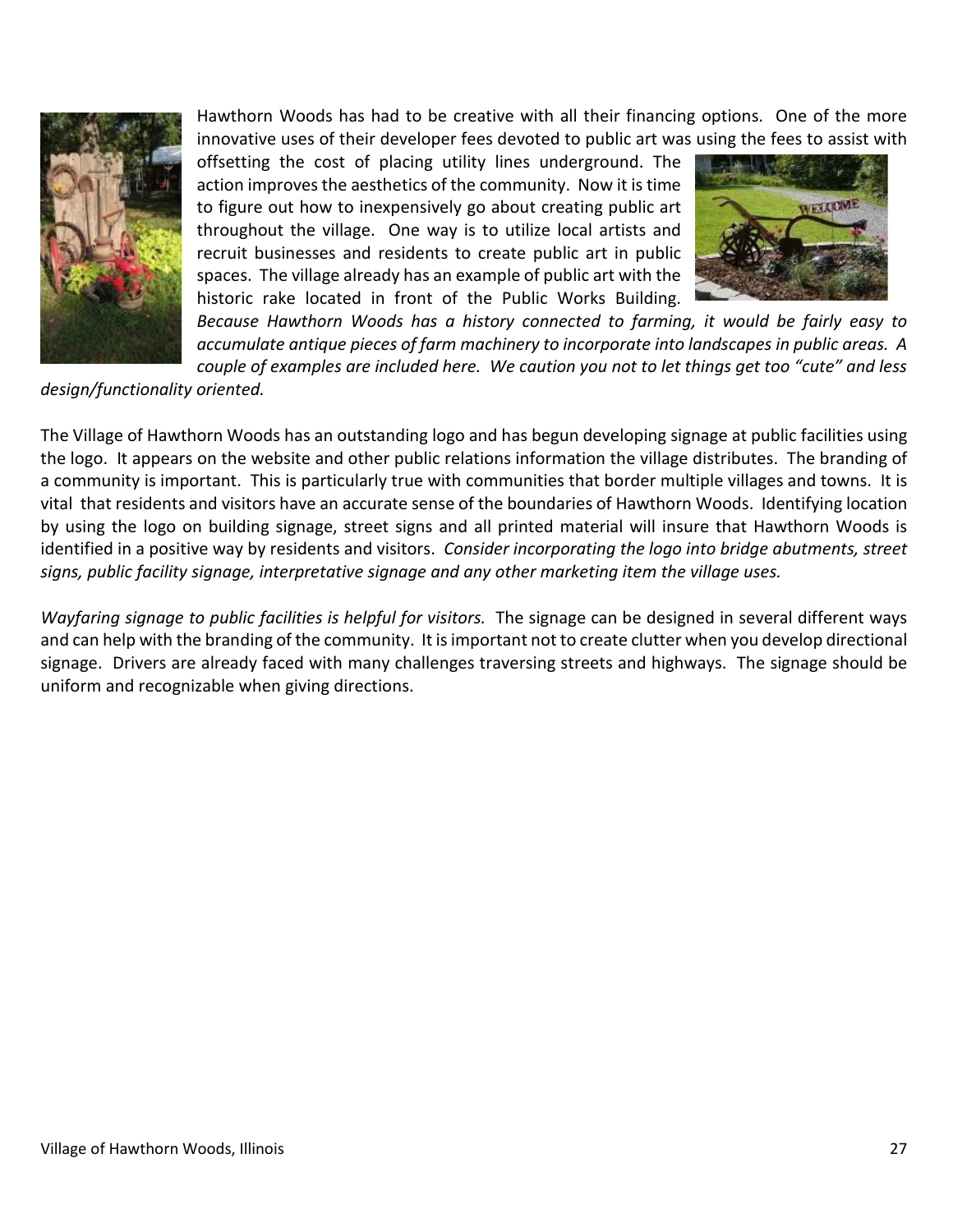Hawthorn Woods has had to be creative with all their financing options. One of the more innovative uses of their developer fees devoted to public art was using the fees to assist with offsetting the cost of placing utility lines underground. The action improves the aesthetics of the community. Now it is time to figure out how to inexpensively go about creating public art throughout the village. One way is to utilize local artists and recruit businesses and residents to create public art in public spaces. The village already has an example of public art with the historic rake located in front of the Public Works Building. *Because Hawthorn Woods has a history connected to farming, it would be fairly easy to accumulate antique pieces of farm machinery to incorporate into landscapes in public areas. A couple of examples are included here. We caution you not to let things get too "cute" and less design/functionality oriented.*

The Village of Hawthorn Woods has an outstanding logo and has begun developing signage at public facilities using the logo. It appears on the website and other public relations information the village distributes. The branding of a community is important. This is particularly true with communities that border multiple villages and towns. It is vital that residents and visitors have an accurate sense of the boundaries of Hawthorn Woods. Identifying location by using the logo on building signage, street signs and all printed material will insure that Hawthorn Woods is identified in a positive way by residents and visitors. *Consider incorporating the logo into bridge abutments, street signs, public facility signage, interpretative signage and any other marketing item the village uses.*

*Wayfaring signage to public facilities is helpful for visitors.* The signage can be designed in several different ways and can help with the branding of the community. It is important not to create clutter when you develop directional signage. Drivers are already faced with many challenges traversing streets and highways. The signage should be uniform and recognizable when giving directions.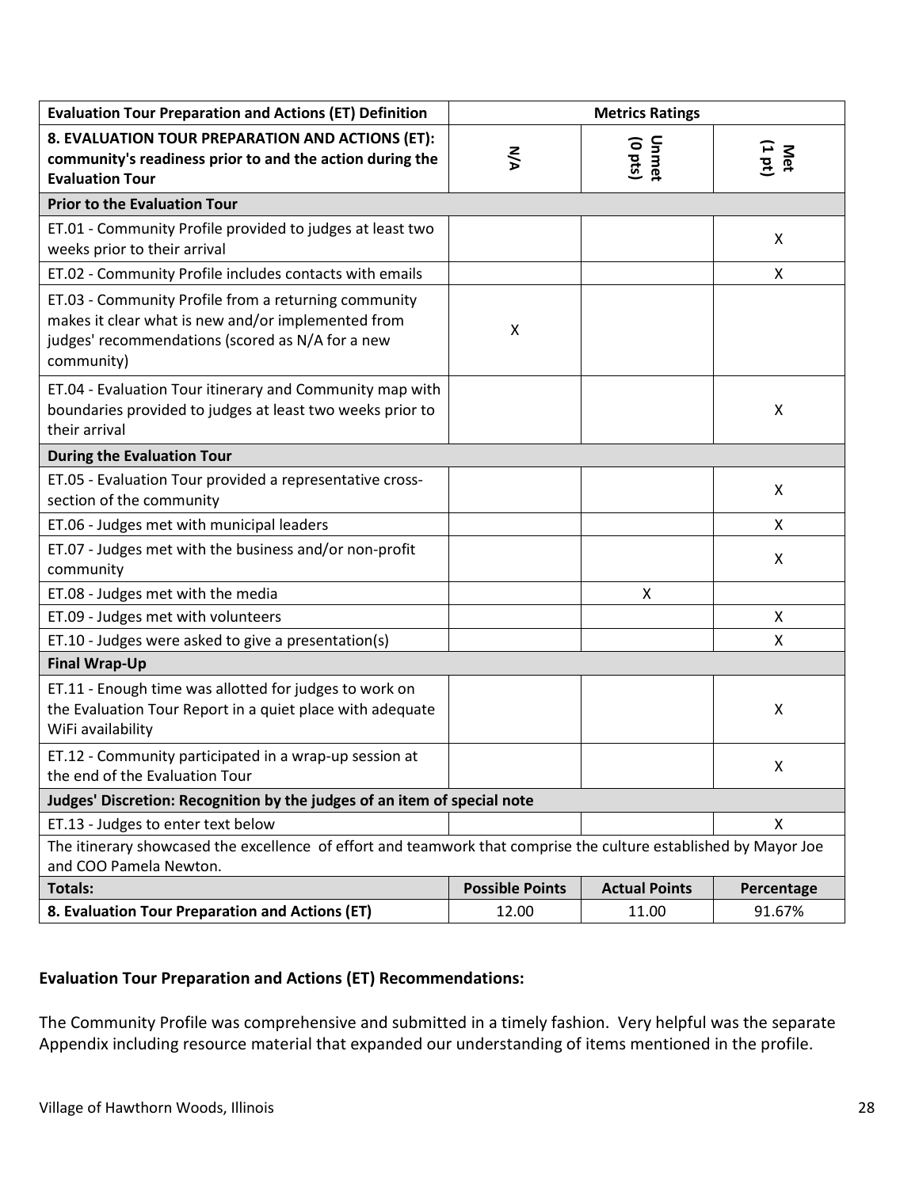| Evaluation Tour Preparation and Actions (ET) Definition | Metrics Ratings | | |
|---|---|---|---|
| **8. EVALUATION TOUR PREPARATION AND ACTIONS (ET): community's readiness prior to and the action during the Evaluation Tour** | **N/A** | **Unmet (0 pts)** | **Met (1 pt)** |
| **Prior to the Evaluation Tour** | | | |
| ET.01 - Community Profile provided to judges at least two weeks prior to their arrival | | | X |
| ET.02 - Community Profile includes contacts with emails | | | X |
| ET.03 - Community Profile from a returning community makes it clear what is new and/or implemented from judges' recommendations (scored as N/A for a new community) | X | | |
| ET.04 - Evaluation Tour itinerary and Community map with boundaries provided to judges at least two weeks prior to their arrival | | | X |
| **During the Evaluation Tour** | | | |
| ET.05 - Evaluation Tour provided a representative cross-section of the community | | | X |
| ET.06 - Judges met with municipal leaders | | | X |
| ET.07 - Judges met with the business and/or non-profit community | | | X |
| ET.08 - Judges met with the media | | X | |
| ET.09 - Judges met with volunteers | | | X |
| ET.10 - Judges were asked to give a presentation(s) | | | X |
| **Final Wrap-Up** | | | |
| ET.11 - Enough time was allotted for judges to work on the Evaluation Tour Report in a quiet place with adequate WiFi availability | | | X |
| ET.12 - Community participated in a wrap-up session at the end of the Evaluation Tour | | | X |
| **Judges' Discretion: Recognition by the judges of an item of special note** | | | |
| ET.13 - Judges to enter text below | | | X |
| The itinerary showcased the excellence of effort and teamwork that comprise the culture established by Mayor Joe and COO Pamela Newton. | | | |
| **Totals:** | **Possible Points** | **Actual Points** | **Percentage** |
| **8. Evaluation Tour Preparation and Actions (ET)** | 12.00 | 11.00 | 91.67% |

**Evaluation Tour Preparation and Actions (ET) Recommendations:**

The Community Profile was comprehensive and submitted in a timely fashion. Very helpful was the separate Appendix including resource material that expanded our understanding of items mentioned in the profile.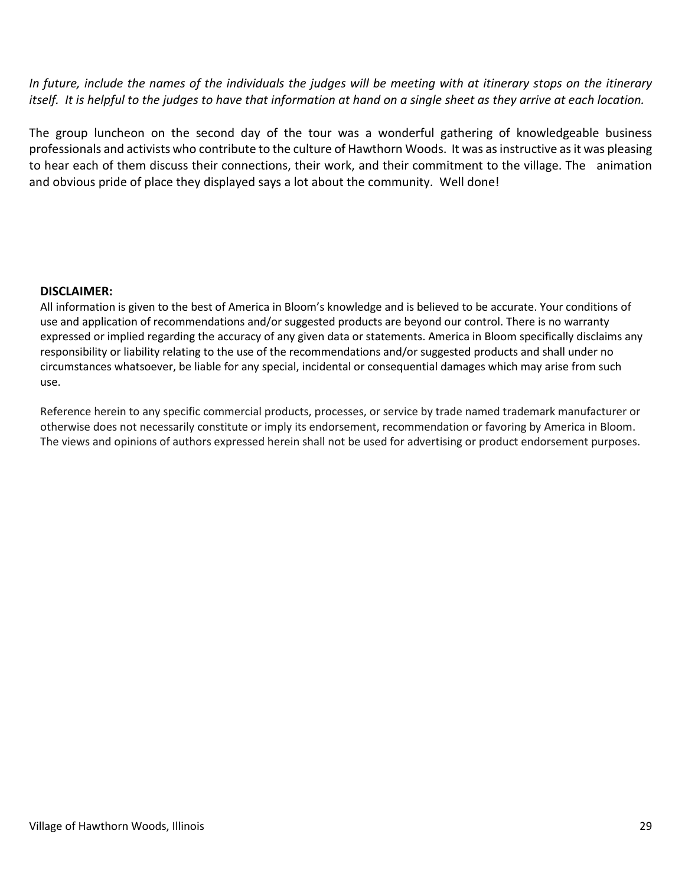*In future, include the names of the individuals the judges will be meeting with at itinerary stops on the itinerary itself. It is helpful to the judges to have that information at hand on a single sheet as they arrive at each location.*

The group luncheon on the second day of the tour was a wonderful gathering of knowledgeable business professionals and activists who contribute to the culture of Hawthorn Woods. It was as instructive as it was pleasing to hear each of them discuss their connections, their work, and their commitment to the village. The animation and obvious pride of place they displayed says a lot about the community. Well done!

**DISCLAIMER:**

All information is given to the best of America in Bloom's knowledge and is believed to be accurate. Your conditions of use and application of recommendations and/or suggested products are beyond our control. There is no warranty expressed or implied regarding the accuracy of any given data or statements. America in Bloom specifically disclaims any responsibility or liability relating to the use of the recommendations and/or suggested products and shall under no circumstances whatsoever, be liable for any special, incidental or consequential damages which may arise from such use.

Reference herein to any specific commercial products, processes, or service by trade named trademark manufacturer or otherwise does not necessarily constitute or imply its endorsement, recommendation or favoring by America in Bloom. The views and opinions of authors expressed herein shall not be used for advertising or product endorsement purposes.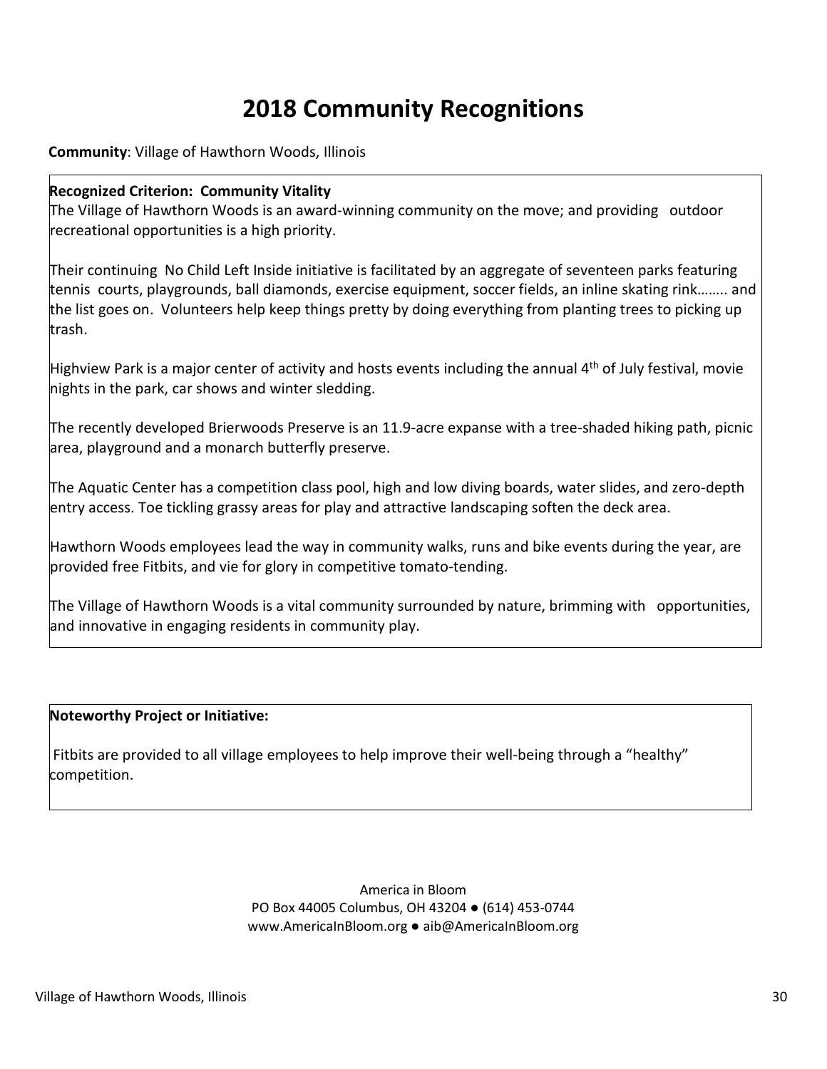# 2018 Community Recognitions

**Community**: Village of Hawthorn Woods, Illinois

**Recognized Criterion: Community Vitality**

The Village of Hawthorn Woods is an award-winning community on the move; and providing outdoor recreational opportunities is a high priority.

Their continuing No Child Left Inside initiative is facilitated by an aggregate of seventeen parks featuring tennis courts, playgrounds, ball diamonds, exercise equipment, soccer fields, an inline skating rink…….. and the list goes on. Volunteers help keep things pretty by doing everything from planting trees to picking up trash.

Highview Park is a major center of activity and hosts events including the annual 4th of July festival, movie nights in the park, car shows and winter sledding.

The recently developed Brierwoods Preserve is an 11.9-acre expanse with a tree-shaded hiking path, picnic area, playground and a monarch butterfly preserve.

The Aquatic Center has a competition class pool, high and low diving boards, water slides, and zero-depth entry access. Toe tickling grassy areas for play and attractive landscaping soften the deck area.

Hawthorn Woods employees lead the way in community walks, runs and bike events during the year, are provided free Fitbits, and vie for glory in competitive tomato-tending.

The Village of Hawthorn Woods is a vital community surrounded by nature, brimming with opportunities, and innovative in engaging residents in community play.

**Noteworthy Project or Initiative:**

Fitbits are provided to all village employees to help improve their well-being through a "healthy" competition.

America in Bloom
PO Box 44005 Columbus, OH 43204 ● (614) 453-0744
www.AmericaInBloom.org ● aib@AmericaInBloom.org